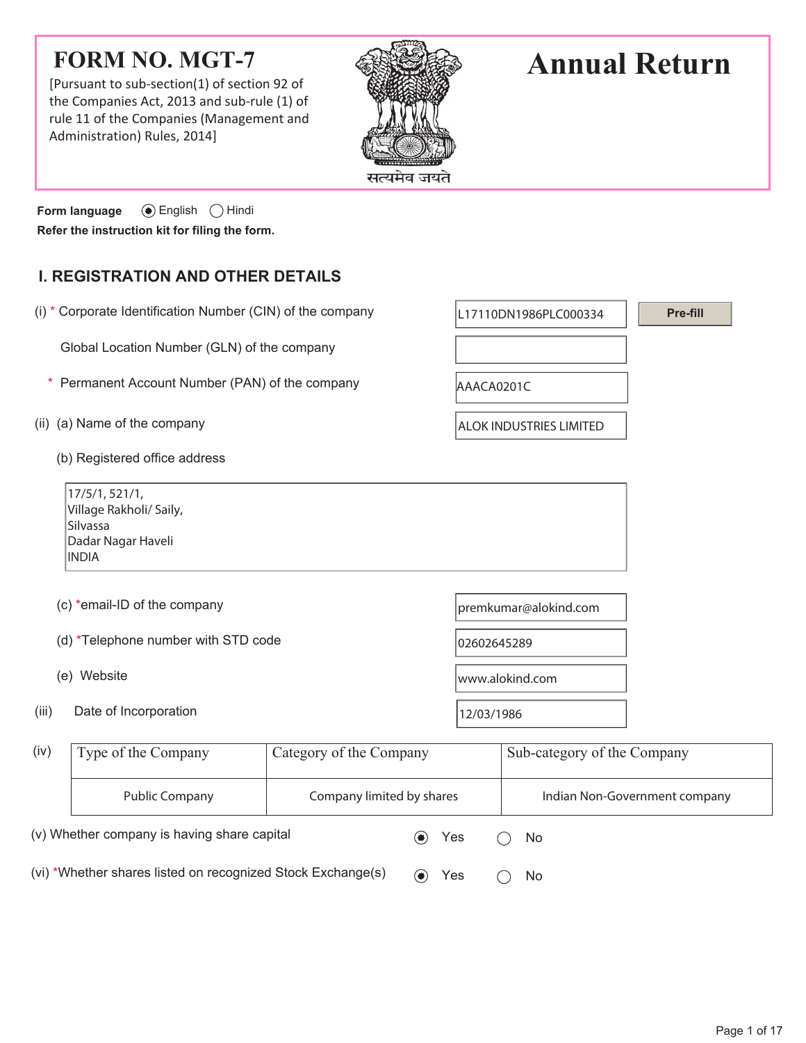# FORM NO. MGT-7

[Pursuant to sub-section(1) of section 92 of the Companies Act, 2013 and sub-rule (1) of rule 11 of the Companies (Management and Administration) Rules, 2014]

सत्यमेव जयते

# Annual Return

**Form language** (◉) English ( ) Hindi

**Refer the instruction kit for filing the form.**

## I. REGISTRATION AND OTHER DETAILS

(i) * Corporate Identification Number (CIN) of the company: L17110DN1986PLC000334 [Pre-fill]

Global Location Number (GLN) of the company:

\* Permanent Account Number (PAN) of the company: AAACA0201C

(ii) (a) Name of the company: ALOK INDUSTRIES LIMITED

(b) Registered office address

17/5/1, 521/1,
Village Rakholi/ Saily,
Silvassa
Dadar Nagar Haveli
INDIA

(c) *email-ID of the company: premkumar@alokind.com

(d) *Telephone number with STD code: 02602645289

(e) Website: www.alokind.com

(iii) Date of Incorporation: 12/03/1986

(iv)

| Type of the Company | Category of the Company | Sub-category of the Company |
|---|---|---|
| Public Company | Company limited by shares | Indian Non-Government company |

(v) Whether company is having share capital (◉) Yes ( ) No

(vi) *Whether shares listed on recognized Stock Exchange(s) (◉) Yes ( ) No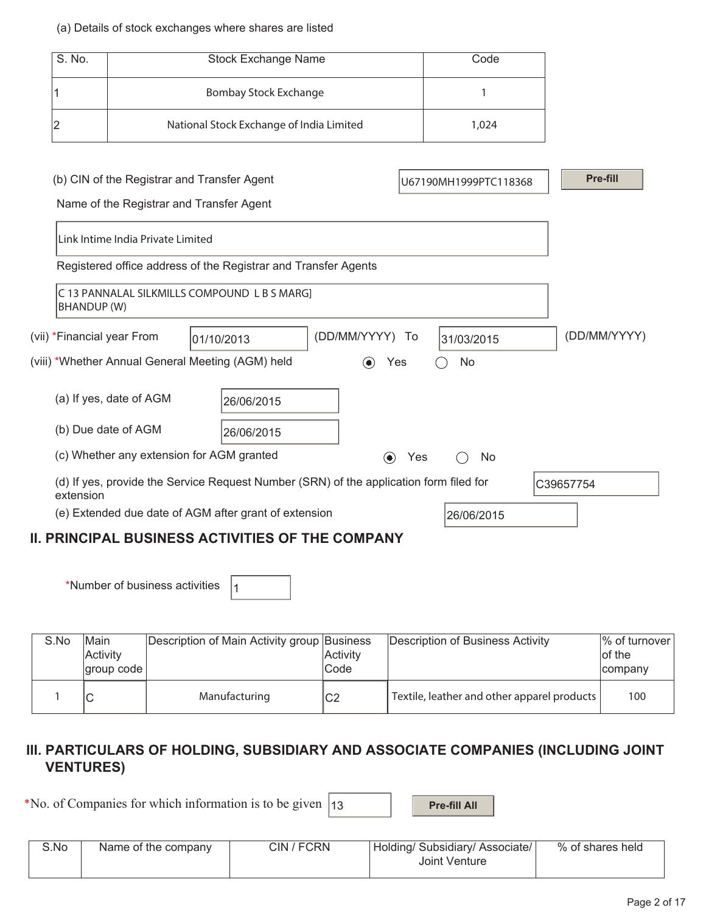(a) Details of stock exchanges where shares are listed

| S. No. | Stock Exchange Name | Code |
|---|---|---|
| 1 | Bombay Stock Exchange | 1 |
| 2 | National Stock Exchange of India Limited | 1,024 |

(b) CIN of the Registrar and Transfer Agent U67190MH1999PTC118368 **Pre-fill**

Name of the Registrar and Transfer Agent

Link Intime India Private Limited

Registered office address of the Registrar and Transfer Agents

C 13 PANNALAL SILKMILLS COMPOUND L B S MARG]
BHANDUP (W)

(vii) *Financial year From 01/10/2013 (DD/MM/YYYY) To 31/03/2015 (DD/MM/YYYY)

(viii) *Whether Annual General Meeting (AGM) held ◉ Yes ○ No

(a) If yes, date of AGM 26/06/2015

(b) Due date of AGM 26/06/2015

(c) Whether any extension for AGM granted ◉ Yes ○ No

(d) If yes, provide the Service Request Number (SRN) of the application form filed for extension C39657754

(e) Extended due date of AGM after grant of extension 26/06/2015

## II. PRINCIPAL BUSINESS ACTIVITIES OF THE COMPANY

*Number of business activities 1

| S.No | Main Activity group code | Description of Main Activity group | Business Activity Code | Description of Business Activity | % of turnover of the company |
|---|---|---|---|---|---|
| 1 | C | Manufacturing | C2 | Textile, leather and other apparel products | 100 |

## III. PARTICULARS OF HOLDING, SUBSIDIARY AND ASSOCIATE COMPANIES (INCLUDING JOINT VENTURES)

*No. of Companies for which information is to be given 13 **Pre-fill All**

| S.No | Name of the company | CIN / FCRN | Holding/ Subsidiary/ Associate/ Joint Venture | % of shares held |
|---|---|---|---|---|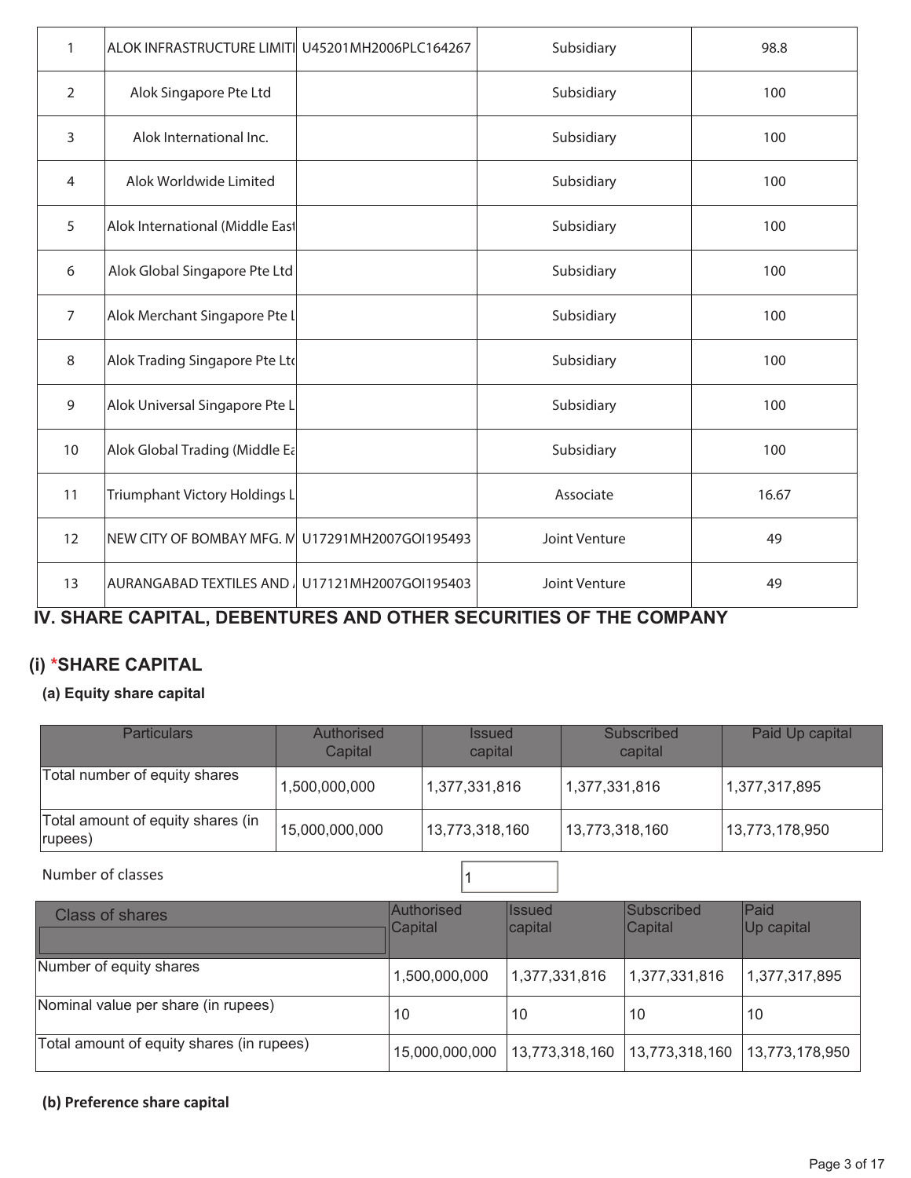| 1 | ALOK INFRASTRUCTURE LIMITI | U45201MH2006PLC164267 | Subsidiary | 98.8 |
|---|---|---|---|---|
| 2 | Alok Singapore Pte Ltd | | Subsidiary | 100 |
| 3 | Alok International Inc. | | Subsidiary | 100 |
| 4 | Alok Worldwide Limited | | Subsidiary | 100 |
| 5 | Alok International (Middle East | | Subsidiary | 100 |
| 6 | Alok Global Singapore Pte Ltd | | Subsidiary | 100 |
| 7 | Alok Merchant Singapore Pte L | | Subsidiary | 100 |
| 8 | Alok Trading Singapore Pte Ltd | | Subsidiary | 100 |
| 9 | Alok Universal Singapore Pte L | | Subsidiary | 100 |
| 10 | Alok Global Trading (Middle Ea | | Subsidiary | 100 |
| 11 | Triumphant Victory Holdings L | | Associate | 16.67 |
| 12 | NEW CITY OF BOMBAY MFG. M | U17291MH2007GOI195493 | Joint Venture | 49 |
| 13 | AURANGABAD TEXTILES AND A | U17121MH2007GOI195403 | Joint Venture | 49 |

## IV. SHARE CAPITAL, DEBENTURES AND OTHER SECURITIES OF THE COMPANY

### (i) *SHARE CAPITAL

#### (a) Equity share capital

| Particulars | Authorised Capital | Issued capital | Subscribed capital | Paid Up capital |
|---|---|---|---|---|
| Total number of equity shares | 1,500,000,000 | 1,377,331,816 | 1,377,331,816 | 1,377,317,895 |
| Total amount of equity shares (in rupees) | 15,000,000,000 | 13,773,318,160 | 13,773,318,160 | 13,773,178,950 |

Number of classes: 1

| Class of shares | Authorised Capital | Issued capital | Subscribed Capital | Paid Up capital |
|---|---|---|---|---|
| | | | | |
| Number of equity shares | 1,500,000,000 | 1,377,331,816 | 1,377,331,816 | 1,377,317,895 |
| Nominal value per share (in rupees) | 10 | 10 | 10 | 10 |
| Total amount of equity shares (in rupees) | 15,000,000,000 | 13,773,318,160 | 13,773,318,160 | 13,773,178,950 |

#### (b) Preference share capital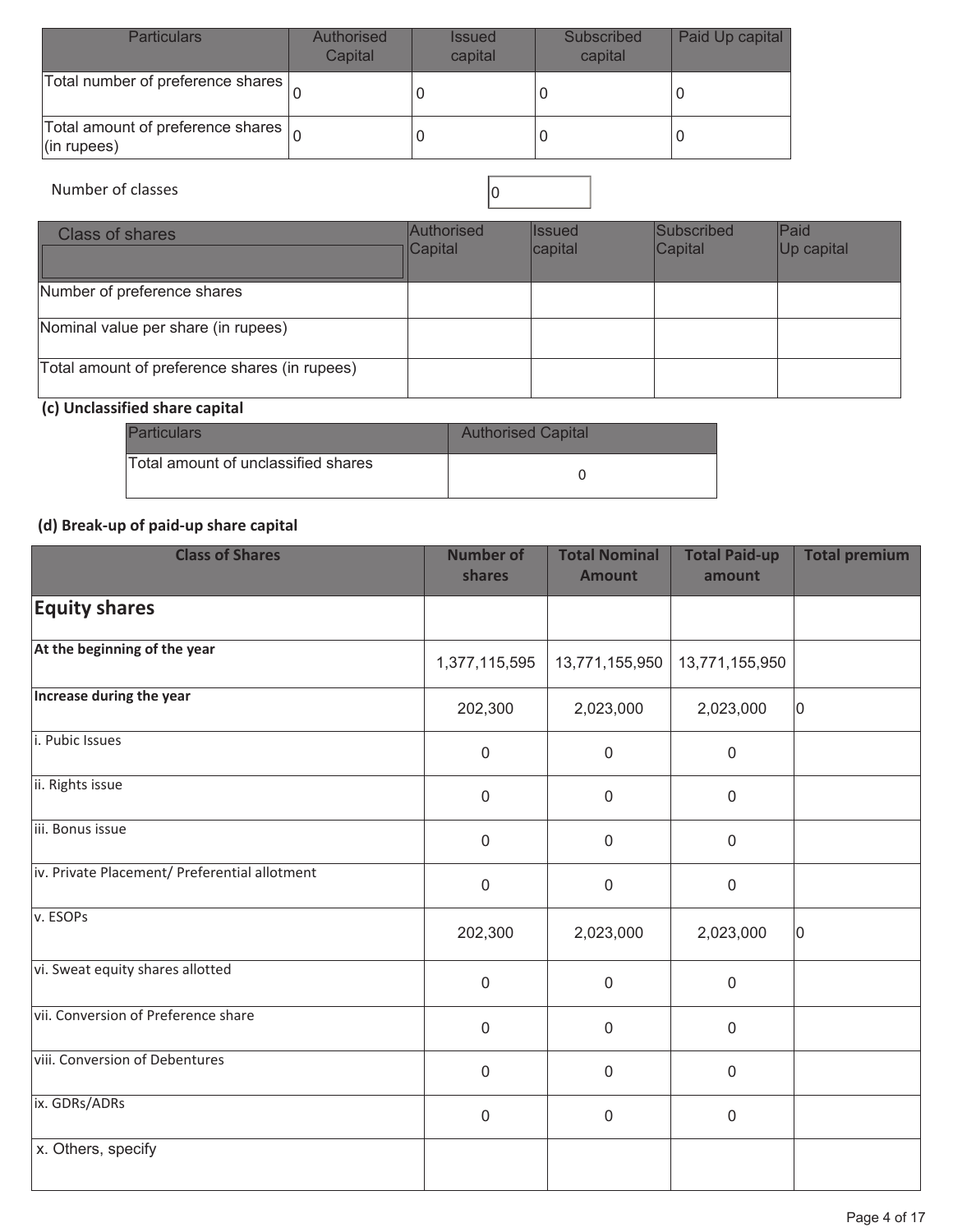| Particulars | Authorised Capital | Issued capital | Subscribed capital | Paid Up capital |
|---|---|---|---|---|
| Total number of preference shares | 0 | 0 | 0 | 0 |
| Total amount of preference shares (in rupees) | 0 | 0 | 0 | 0 |

Number of classes: 0

| Class of shares | Authorised Capital | Issued capital | Subscribed Capital | Paid Up capital |
|---|---|---|---|---|
| Number of preference shares | | | | |
| Nominal value per share (in rupees) | | | | |
| Total amount of preference shares (in rupees) | | | | |

**(c) Unclassified share capital**

| Particulars | Authorised Capital |
|---|---|
| Total amount of unclassified shares | 0 |

**(d) Break-up of paid-up share capital**

| Class of Shares | Number of shares | Total Nominal Amount | Total Paid-up amount | Total premium |
|---|---|---|---|---|
| **Equity shares** | | | | |
| **At the beginning of the year** | 1,377,115,595 | 13,771,155,950 | 13,771,155,950 | |
| **Increase during the year** | 202,300 | 2,023,000 | 2,023,000 | 0 |
| i. Pubic Issues | 0 | 0 | 0 | |
| ii. Rights issue | 0 | 0 | 0 | |
| iii. Bonus issue | 0 | 0 | 0 | |
| iv. Private Placement/ Preferential allotment | 0 | 0 | 0 | |
| v. ESOPs | 202,300 | 2,023,000 | 2,023,000 | 0 |
| vi. Sweat equity shares allotted | 0 | 0 | 0 | |
| vii. Conversion of Preference share | 0 | 0 | 0 | |
| viii. Conversion of Debentures | 0 | 0 | 0 | |
| ix. GDRs/ADRs | 0 | 0 | 0 | |
| x. Others, specify | | | | |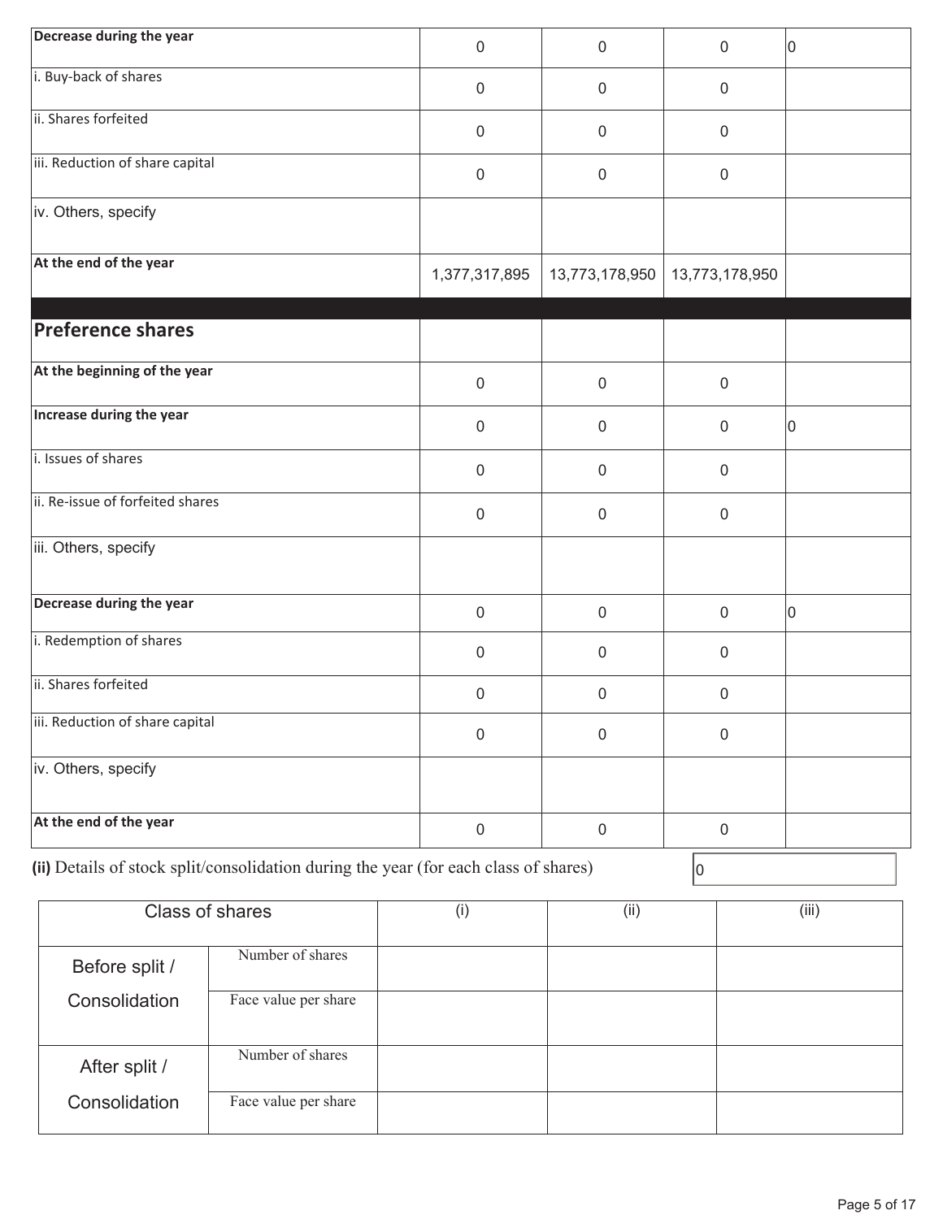| | | | | |
|---|---|---|---|---|
| **Decrease during the year** | 0 | 0 | 0 | 0 |
| i. Buy-back of shares | 0 | 0 | 0 | |
| ii. Shares forfeited | 0 | 0 | 0 | |
| iii. Reduction of share capital | 0 | 0 | 0 | |
| iv. Others, specify | | | | |
| **At the end of the year** | 1,377,317,895 | 13,773,178,950 | 13,773,178,950 | |
| | | | | |
| **Preference shares** | | | | |
| **At the beginning of the year** | 0 | 0 | 0 | |
| **Increase during the year** | 0 | 0 | 0 | 0 |
| i. Issues of shares | 0 | 0 | 0 | |
| ii. Re-issue of forfeited shares | 0 | 0 | 0 | |
| iii. Others, specify | | | | |
| **Decrease during the year** | 0 | 0 | 0 | 0 |
| i. Redemption of shares | 0 | 0 | 0 | |
| ii. Shares forfeited | 0 | 0 | 0 | |
| iii. Reduction of share capital | 0 | 0 | 0 | |
| iv. Others, specify | | | | |
| **At the end of the year** | 0 | 0 | 0 | |

**(ii)** Details of stock split/consolidation during the year (for each class of shares) 0

| Class of shares | | (i) | (ii) | (iii) |
|---|---|---|---|---|
| Before split / Consolidation | Number of shares | | | |
| | Face value per share | | | |
| After split / Consolidation | Number of shares | | | |
| | Face value per share | | | |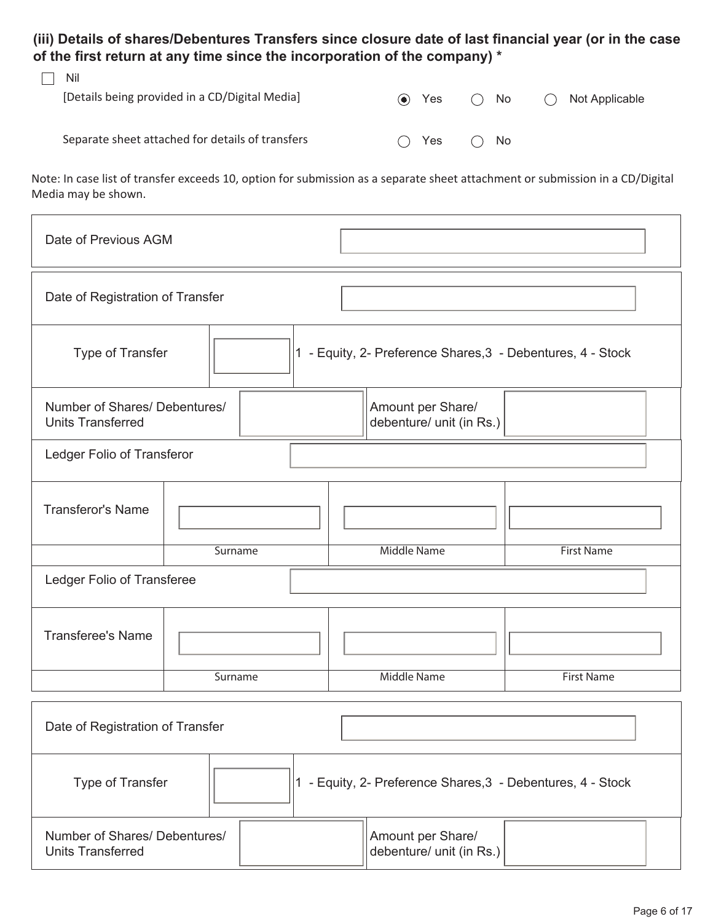**(iii) Details of shares/Debentures Transfers since closure date of last financial year (or in the case of the first return at any time since the incorporation of the company) ***

☐ Nil

[Details being provided in a CD/Digital Media] ◉ Yes ◯ No ◯ Not Applicable

Separate sheet attached for details of transfers ◯ Yes ◯ No

Note: In case list of transfer exceeds 10, option for submission as a separate sheet attachment or submission in a CD/Digital Media may be shown.

| Date of Previous AGM | |
|---|---|

| Date of Registration of Transfer | | | |
|---|---|---|---|
| Type of Transfer | | 1 - Equity, 2- Preference Shares,3 - Debentures, 4 - Stock | |
| Number of Shares/ Debentures/ Units Transferred | | Amount per Share/ debenture/ unit (in Rs.) | |
| Ledger Folio of Transferor | | | |
| Transferor's Name | | | |
| | Surname | Middle Name | First Name |
| Ledger Folio of Transferee | | | |
| Transferee's Name | | | |
| | Surname | Middle Name | First Name |

| Date of Registration of Transfer | | | |
|---|---|---|---|
| Type of Transfer | | 1 - Equity, 2- Preference Shares,3 - Debentures, 4 - Stock | |
| Number of Shares/ Debentures/ Units Transferred | | Amount per Share/ debenture/ unit (in Rs.) | |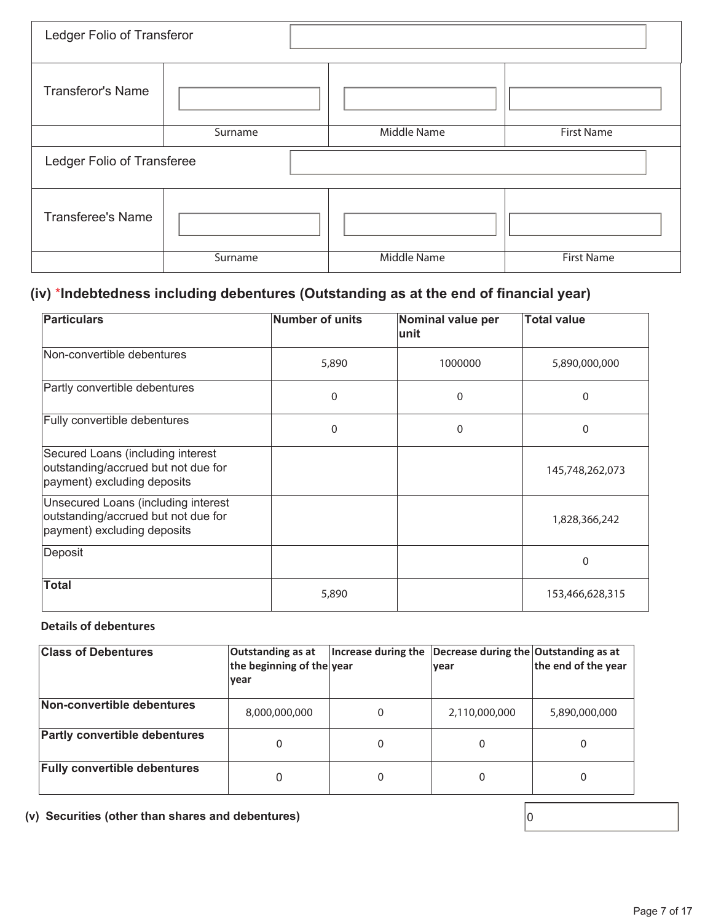| Ledger Folio of Transferor | | | |
|---|---|---|---|
| Transferor's Name | | | |
| | Surname | Middle Name | First Name |
| Ledger Folio of Transferee | | | |
| Transferee's Name | | | |
| | Surname | Middle Name | First Name |

### (iv) *Indebtedness including debentures (Outstanding as at the end of financial year)

| Particulars | Number of units | Nominal value per unit | Total value |
|---|---|---|---|
| Non-convertible debentures | 5,890 | 1000000 | 5,890,000,000 |
| Partly convertible debentures | 0 | 0 | 0 |
| Fully convertible debentures | 0 | 0 | 0 |
| Secured Loans (including interest outstanding/accrued but not due for payment) excluding deposits | | | 145,748,262,073 |
| Unsecured Loans (including interest outstanding/accrued but not due for payment) excluding deposits | | | 1,828,366,242 |
| Deposit | | | 0 |
| **Total** | 5,890 | | 153,466,628,315 |

**Details of debentures**

| Class of Debentures | Outstanding as at the beginning of the year | Increase during the year | Decrease during the year | Outstanding as at the end of the year |
|---|---|---|---|---|
| **Non-convertible debentures** | 8,000,000,000 | 0 | 2,110,000,000 | 5,890,000,000 |
| **Partly convertible debentures** | 0 | 0 | 0 | 0 |
| **Fully convertible debentures** | 0 | 0 | 0 | 0 |

**(v) Securities (other than shares and debentures)** 0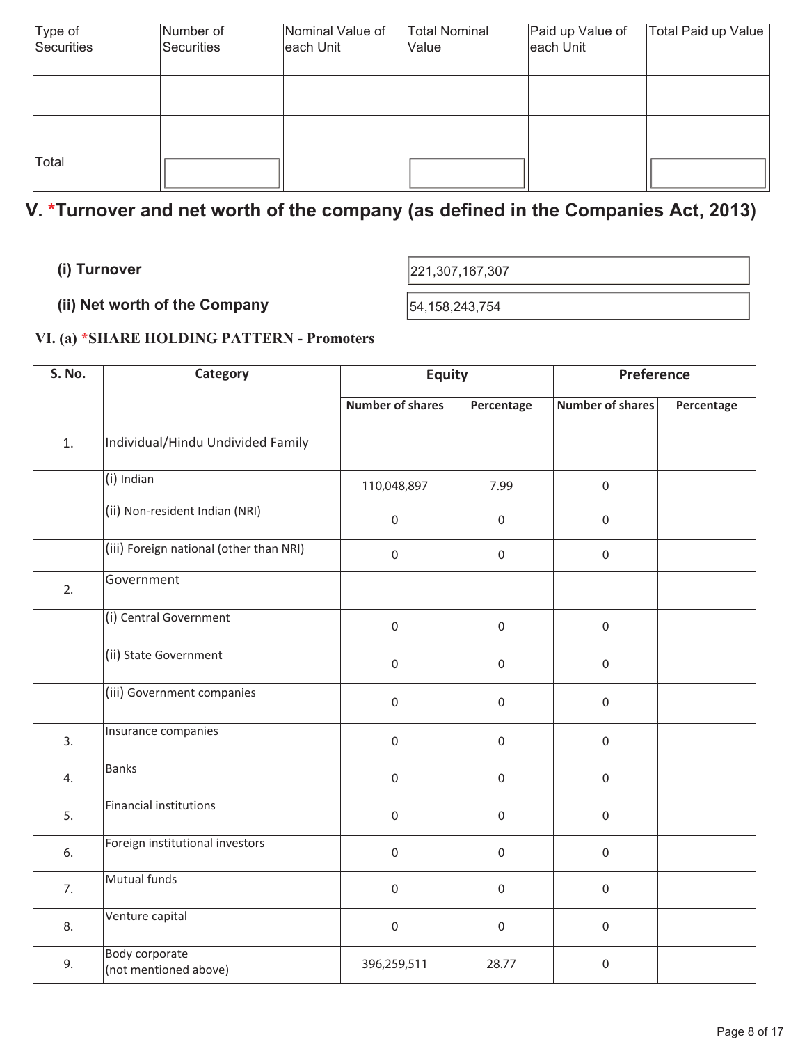| Type of Securities | Number of Securities | Nominal Value of each Unit | Total Nominal Value | Paid up Value of each Unit | Total Paid up Value |
|---|---|---|---|---|---|
| | | | | | |
| | | | | | |
| Total | | | | | |

## V. *Turnover and net worth of the company (as defined in the Companies Act, 2013)

**(i) Turnover** 221,307,167,307

**(ii) Net worth of the Company** 54,158,243,754

### VI. (a) *SHARE HOLDING PATTERN - Promoters

| S. No. | Category | Equity | | Preference | |
|---|---|---|---|---|---|
| | | Number of shares | Percentage | Number of shares | Percentage |
| 1. | Individual/Hindu Undivided Family | | | | |
| | (i) Indian | 110,048,897 | 7.99 | 0 | |
| | (ii) Non-resident Indian (NRI) | 0 | 0 | 0 | |
| | (iii) Foreign national (other than NRI) | 0 | 0 | 0 | |
| 2. | Government | | | | |
| | (i) Central Government | 0 | 0 | 0 | |
| | (ii) State Government | 0 | 0 | 0 | |
| | (iii) Government companies | 0 | 0 | 0 | |
| 3. | Insurance companies | 0 | 0 | 0 | |
| 4. | Banks | 0 | 0 | 0 | |
| 5. | Financial institutions | 0 | 0 | 0 | |
| 6. | Foreign institutional investors | 0 | 0 | 0 | |
| 7. | Mutual funds | 0 | 0 | 0 | |
| 8. | Venture capital | 0 | 0 | 0 | |
| 9. | Body corporate (not mentioned above) | 396,259,511 | 28.77 | 0 | |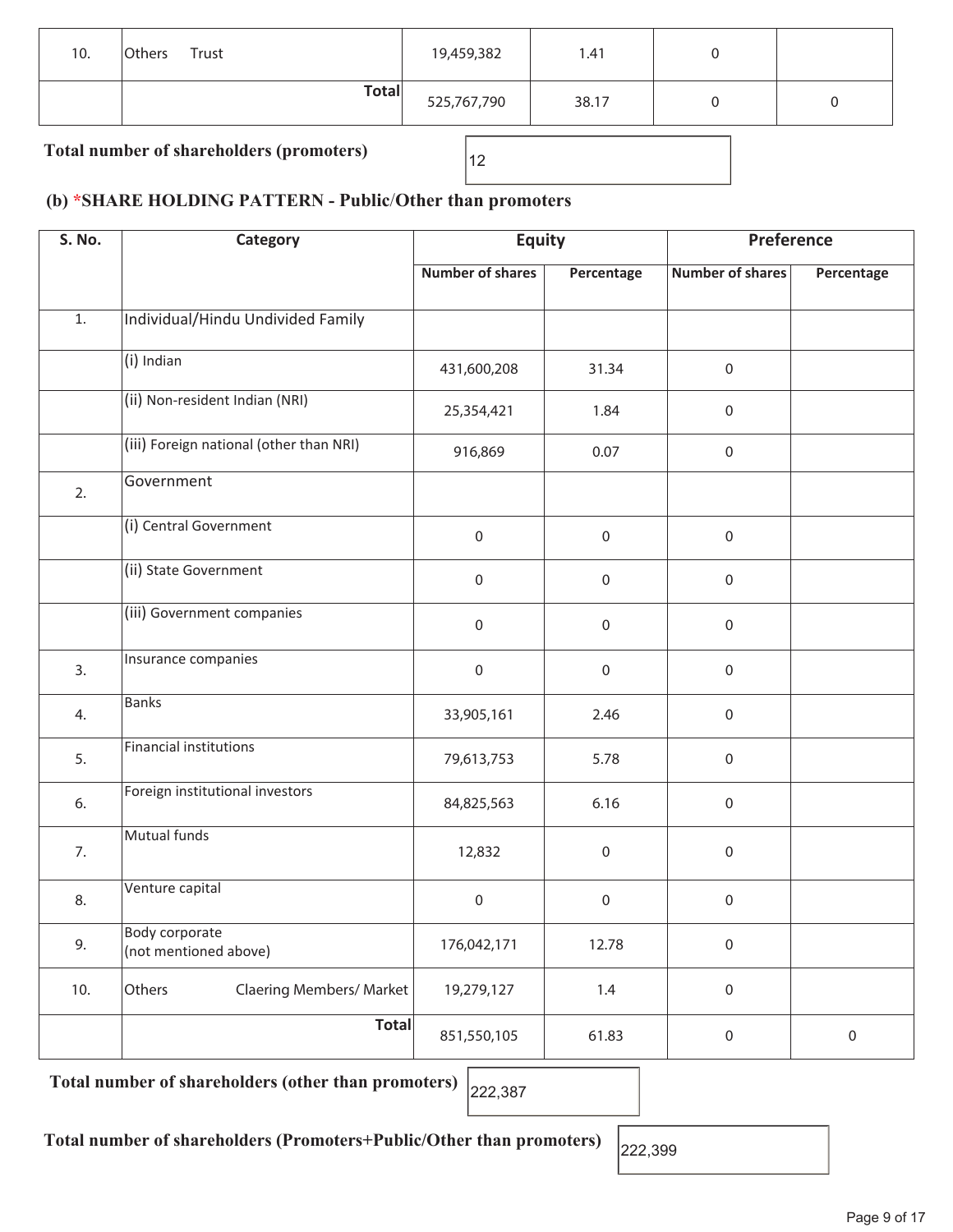| | | | | | |
|---|---|---|---|---|---|
| 10. | Others Trust | 19,459,382 | 1.41 | 0 | |
| | **Total** | 525,767,790 | 38.17 | 0 | 0 |

**Total number of shareholders (promoters)** 12

### (b) *SHARE HOLDING PATTERN - Public/Other than promoters

| S. No. | Category | Equity | | Preference | |
|---|---|---|---|---|---|
| | | Number of shares | Percentage | Number of shares | Percentage |
| 1. | Individual/Hindu Undivided Family | | | | |
| | (i) Indian | 431,600,208 | 31.34 | 0 | |
| | (ii) Non-resident Indian (NRI) | 25,354,421 | 1.84 | 0 | |
| | (iii) Foreign national (other than NRI) | 916,869 | 0.07 | 0 | |
| 2. | Government | | | | |
| | (i) Central Government | 0 | 0 | 0 | |
| | (ii) State Government | 0 | 0 | 0 | |
| | (iii) Government companies | 0 | 0 | 0 | |
| 3. | Insurance companies | 0 | 0 | 0 | |
| 4. | Banks | 33,905,161 | 2.46 | 0 | |
| 5. | Financial institutions | 79,613,753 | 5.78 | 0 | |
| 6. | Foreign institutional investors | 84,825,563 | 6.16 | 0 | |
| 7. | Mutual funds | 12,832 | 0 | 0 | |
| 8. | Venture capital | 0 | 0 | 0 | |
| 9. | Body corporate (not mentioned above) | 176,042,171 | 12.78 | 0 | |
| 10. | Others Claering Members/ Market | 19,279,127 | 1.4 | 0 | |
| | **Total** | 851,550,105 | 61.83 | 0 | 0 |

**Total number of shareholders (other than promoters)** 222,387

**Total number of shareholders (Promoters+Public/Other than promoters)** 222,399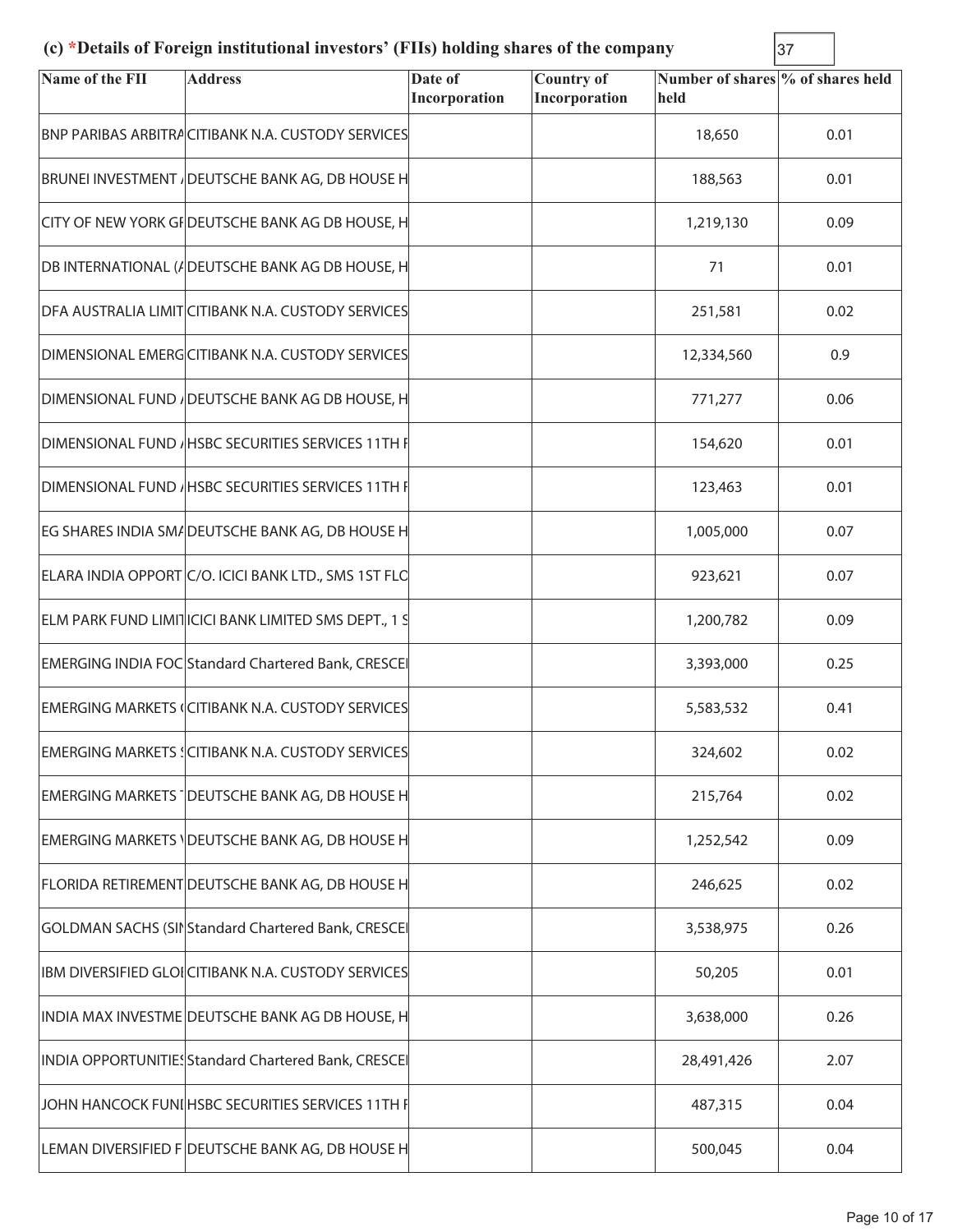### (c) *Details of Foreign institutional investors' (FIIs) holding shares of the company

37

| Name of the FII | Address | Date of Incorporation | Country of Incorporation | Number of shares held | % of shares held |
|---|---|---|---|---|---|
| BNP PARIBAS ARBITRA | CITIBANK N.A. CUSTODY SERVICES | | | 18,650 | 0.01 |
| BRUNEI INVESTMENT / | DEUTSCHE BANK AG, DB HOUSE H | | | 188,563 | 0.01 |
| CITY OF NEW YORK GI | DEUTSCHE BANK AG DB HOUSE, H | | | 1,219,130 | 0.09 |
| DB INTERNATIONAL (/ | DEUTSCHE BANK AG DB HOUSE, H | | | 71 | 0.01 |
| DFA AUSTRALIA LIMIT | CITIBANK N.A. CUSTODY SERVICES | | | 251,581 | 0.02 |
| DIMENSIONAL EMERG | CITIBANK N.A. CUSTODY SERVICES | | | 12,334,560 | 0.9 |
| DIMENSIONAL FUND / | DEUTSCHE BANK AG DB HOUSE, H | | | 771,277 | 0.06 |
| DIMENSIONAL FUND / | HSBC SECURITIES SERVICES 11TH F | | | 154,620 | 0.01 |
| DIMENSIONAL FUND / | HSBC SECURITIES SERVICES 11TH F | | | 123,463 | 0.01 |
| EG SHARES INDIA SM/ | DEUTSCHE BANK AG, DB HOUSE H | | | 1,005,000 | 0.07 |
| ELARA INDIA OPPORT | C/O. ICICI BANK LTD., SMS 1ST FLC | | | 923,621 | 0.07 |
| ELM PARK FUND LIMIT | ICICI BANK LIMITED SMS DEPT., 1 S | | | 1,200,782 | 0.09 |
| EMERGING INDIA FOC | Standard Chartered Bank, CRESCEI | | | 3,393,000 | 0.25 |
| EMERGING MARKETS ( | CITIBANK N.A. CUSTODY SERVICES | | | 5,583,532 | 0.41 |
| EMERGING MARKETS S | CITIBANK N.A. CUSTODY SERVICES | | | 324,602 | 0.02 |
| EMERGING MARKETS T | DEUTSCHE BANK AG, DB HOUSE H | | | 215,764 | 0.02 |
| EMERGING MARKETS V | DEUTSCHE BANK AG, DB HOUSE H | | | 1,252,542 | 0.09 |
| FLORIDA RETIREMENT | DEUTSCHE BANK AG, DB HOUSE H | | | 246,625 | 0.02 |
| GOLDMAN SACHS (SIN | Standard Chartered Bank, CRESCEI | | | 3,538,975 | 0.26 |
| IBM DIVERSIFIED GLOI | CITIBANK N.A. CUSTODY SERVICES | | | 50,205 | 0.01 |
| INDIA MAX INVESTME | DEUTSCHE BANK AG DB HOUSE, H | | | 3,638,000 | 0.26 |
| INDIA OPPORTUNITIES | Standard Chartered Bank, CRESCEI | | | 28,491,426 | 2.07 |
| JOHN HANCOCK FUNI | HSBC SECURITIES SERVICES 11TH F | | | 487,315 | 0.04 |
| LEMAN DIVERSIFIED F | DEUTSCHE BANK AG, DB HOUSE H | | | 500,045 | 0.04 |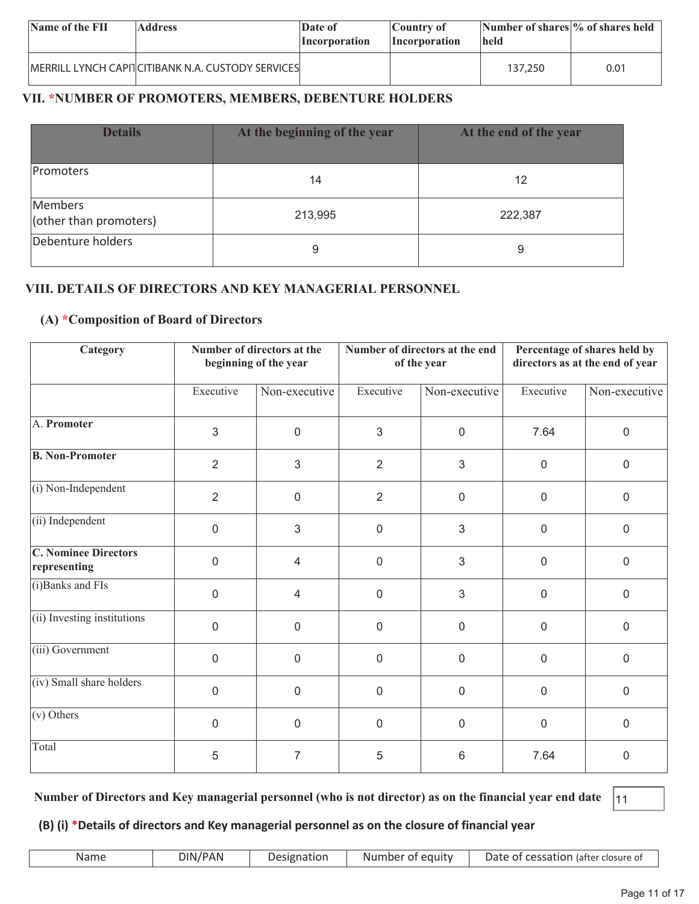| Name of the FII | Address | Date of Incorporation | Country of Incorporation | Number of shares held | % of shares held |
|---|---|---|---|---|---|
| MERRILL LYNCH CAPIT | CITIBANK N.A. CUSTODY SERVICES | | | 137,250 | 0.01 |

## VII. *NUMBER OF PROMOTERS, MEMBERS, DEBENTURE HOLDERS

| Details | At the beginning of the year | At the end of the year |
|---|---|---|
| Promoters | 14 | 12 |
| Members (other than promoters) | 213,995 | 222,387 |
| Debenture holders | 9 | 9 |

## VIII. DETAILS OF DIRECTORS AND KEY MANAGERIAL PERSONNEL

### (A) *Composition of Board of Directors

| Category | Number of directors at the beginning of the year | | Number of directors at the end of the year | | Percentage of shares held by directors as at the end of year | |
|---|---|---|---|---|---|---|
| | Executive | Non-executive | Executive | Non-executive | Executive | Non-executive |
| A. **Promoter** | 3 | 0 | 3 | 0 | 7.64 | 0 |
| **B. Non-Promoter** | 2 | 3 | 2 | 3 | 0 | 0 |
| (i) Non-Independent | 2 | 0 | 2 | 0 | 0 | 0 |
| (ii) Independent | 0 | 3 | 0 | 3 | 0 | 0 |
| **C. Nominee Directors representing** | 0 | 4 | 0 | 3 | 0 | 0 |
| (i)Banks and FIs | 0 | 4 | 0 | 3 | 0 | 0 |
| (ii) Investing institutions | 0 | 0 | 0 | 0 | 0 | 0 |
| (iii) Government | 0 | 0 | 0 | 0 | 0 | 0 |
| (iv) Small share holders | 0 | 0 | 0 | 0 | 0 | 0 |
| (v) Others | 0 | 0 | 0 | 0 | 0 | 0 |
| Total | 5 | 7 | 5 | 6 | 7.64 | 0 |

**Number of Directors and Key managerial personnel (who is not director) as on the financial year end date** 11

### (B) (i) *Details of directors and Key managerial personnel as on the closure of financial year

| Name | DIN/PAN | Designation | Number of equity | Date of cessation (after closure of |
|---|---|---|---|---|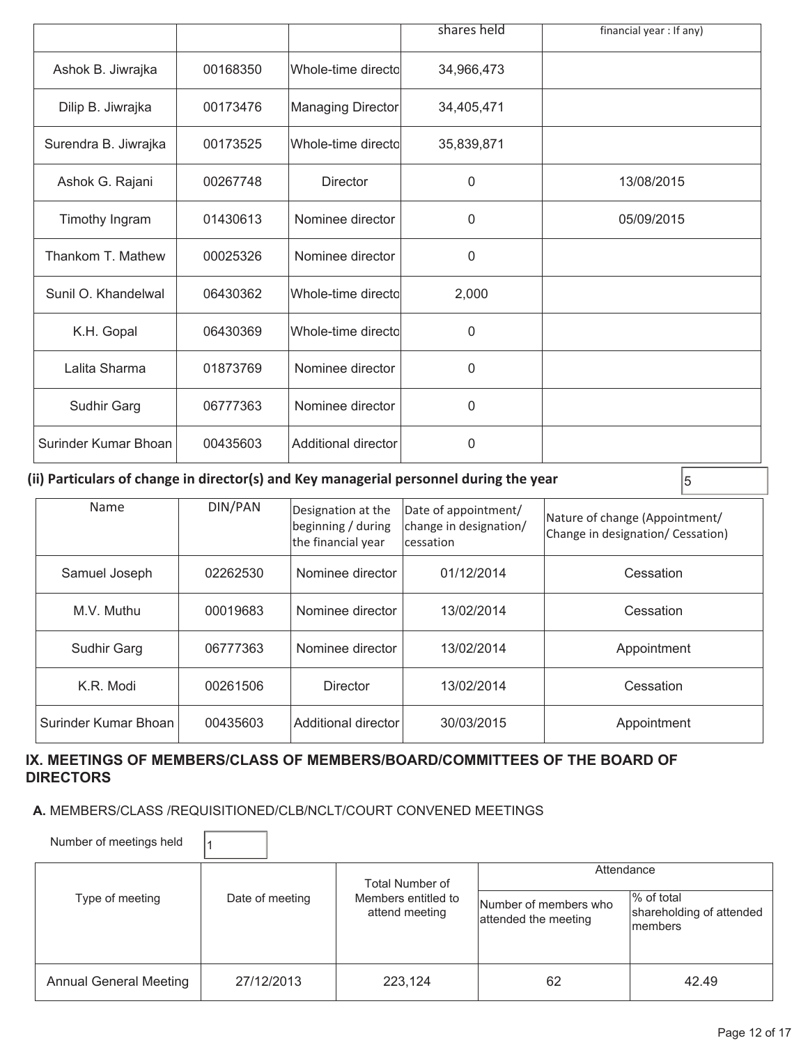| | | | shares held | financial year : If any) |
|---|---|---|---|---|
| Ashok B. Jiwrajka | 00168350 | Whole-time directo | 34,966,473 | |
| Dilip B. Jiwrajka | 00173476 | Managing Director | 34,405,471 | |
| Surendra B. Jiwrajka | 00173525 | Whole-time directo | 35,839,871 | |
| Ashok G. Rajani | 00267748 | Director | 0 | 13/08/2015 |
| Timothy Ingram | 01430613 | Nominee director | 0 | 05/09/2015 |
| Thankom T. Mathew | 00025326 | Nominee director | 0 | |
| Sunil O. Khandelwal | 06430362 | Whole-time directo | 2,000 | |
| K.H. Gopal | 06430369 | Whole-time directo | 0 | |
| Lalita Sharma | 01873769 | Nominee director | 0 | |
| Sudhir Garg | 06777363 | Nominee director | 0 | |
| Surinder Kumar Bhoan | 00435603 | Additional director | 0 | |

**(ii) Particulars of change in director(s) and Key managerial personnel during the year** 5

| Name | DIN/PAN | Designation at the beginning / during the financial year | Date of appointment/ change in designation/ cessation | Nature of change (Appointment/ Change in designation/ Cessation) |
|---|---|---|---|---|
| Samuel Joseph | 02262530 | Nominee director | 01/12/2014 | Cessation |
| M.V. Muthu | 00019683 | Nominee director | 13/02/2014 | Cessation |
| Sudhir Garg | 06777363 | Nominee director | 13/02/2014 | Appointment |
| K.R. Modi | 00261506 | Director | 13/02/2014 | Cessation |
| Surinder Kumar Bhoan | 00435603 | Additional director | 30/03/2015 | Appointment |

## IX. MEETINGS OF MEMBERS/CLASS OF MEMBERS/BOARD/COMMITTEES OF THE BOARD OF DIRECTORS

**A.** MEMBERS/CLASS /REQUISITIONED/CLB/NCLT/COURT CONVENED MEETINGS

Number of meetings held 1

| Type of meeting | Date of meeting | Total Number of Members entitled to attend meeting | Attendance | |
|---|---|---|---|---|
| | | | Number of members who attended the meeting | % of total shareholding of attended members |
| Annual General Meeting | 27/12/2013 | 223,124 | 62 | 42.49 |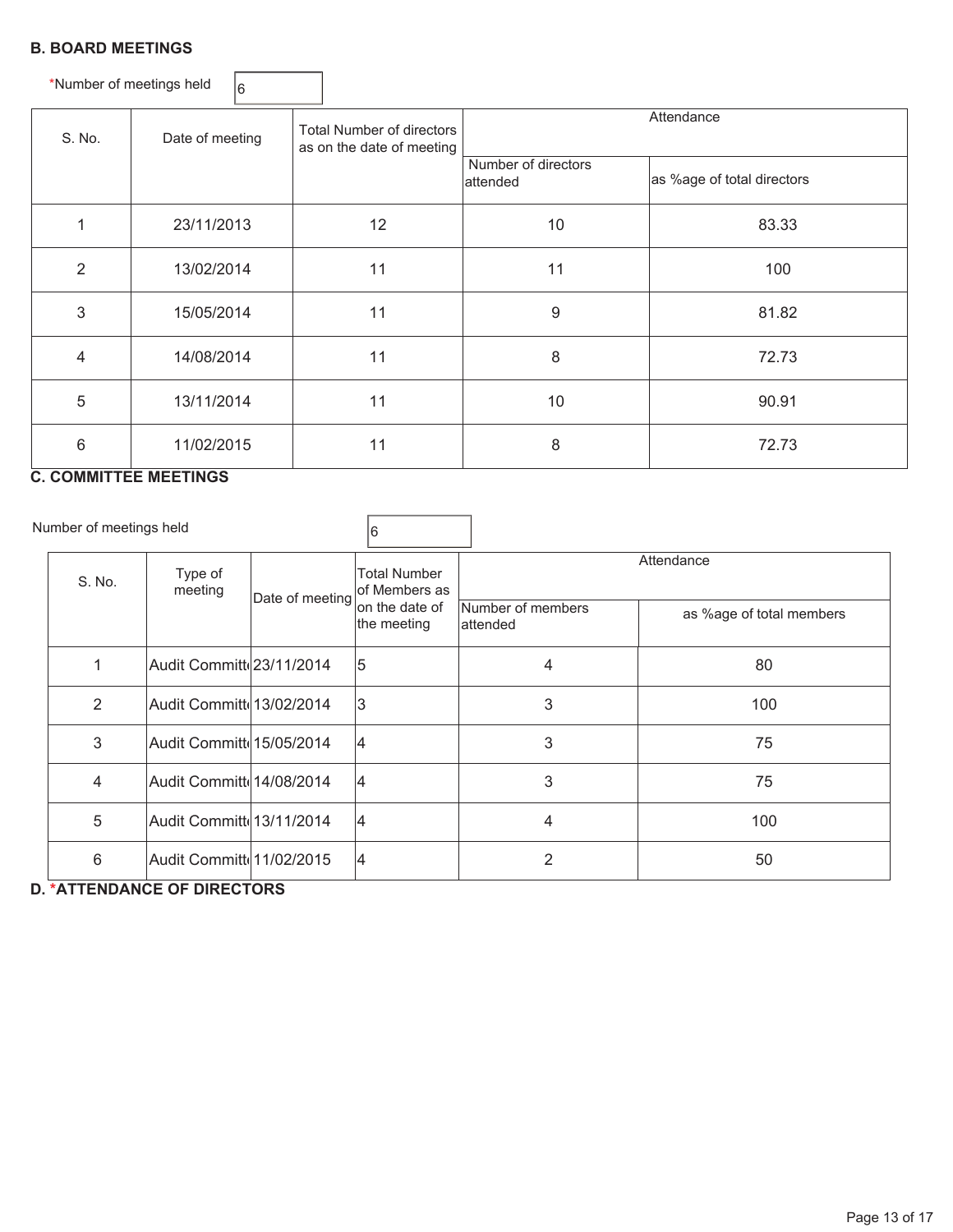## B. BOARD MEETINGS

*Number of meetings held: 6

| S. No. | Date of meeting | Total Number of directors as on the date of meeting | Attendance | |
|---|---|---|---|---|
| | | | Number of directors attended | as %age of total directors |
| 1 | 23/11/2013 | 12 | 10 | 83.33 |
| 2 | 13/02/2014 | 11 | 11 | 100 |
| 3 | 15/05/2014 | 11 | 9 | 81.82 |
| 4 | 14/08/2014 | 11 | 8 | 72.73 |
| 5 | 13/11/2014 | 11 | 10 | 90.91 |
| 6 | 11/02/2015 | 11 | 8 | 72.73 |

## C. COMMITTEE MEETINGS

Number of meetings held: 6

| S. No. | Type of meeting | Date of meeting | Total Number of Members as on the date of the meeting | Attendance | |
|---|---|---|---|---|---|
| | | | | Number of members attended | as %age of total members |
| 1 | Audit Committ | 23/11/2014 | 5 | 4 | 80 |
| 2 | Audit Committ | 13/02/2014 | 3 | 3 | 100 |
| 3 | Audit Committ | 15/05/2014 | 4 | 3 | 75 |
| 4 | Audit Committ | 14/08/2014 | 4 | 3 | 75 |
| 5 | Audit Committ | 13/11/2014 | 4 | 4 | 100 |
| 6 | Audit Committ | 11/02/2015 | 4 | 2 | 50 |

## D. *ATTENDANCE OF DIRECTORS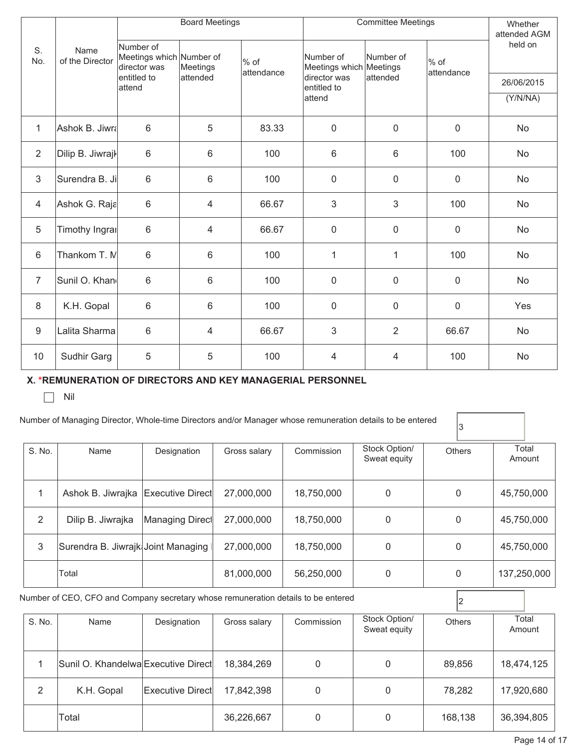| S. No. | Name of the Director | Board Meetings | | | Committee Meetings | | | Whether attended AGM held on |
|---|---|---|---|---|---|---|---|---|
| | | Number of Meetings which director was entitled to attend | Number of Meetings attended | % of attendance | Number of Meetings which director was entitled to attend | Number of Meetings attended | % of attendance | 26/06/2015 (Y/N/NA) |
| 1 | Ashok B. Jiwra | 6 | 5 | 83.33 | 0 | 0 | 0 | No |
| 2 | Dilip B. Jiwrajk | 6 | 6 | 100 | 6 | 6 | 100 | No |
| 3 | Surendra B. Ji | 6 | 6 | 100 | 0 | 0 | 0 | No |
| 4 | Ashok G. Raja | 6 | 4 | 66.67 | 3 | 3 | 100 | No |
| 5 | Timothy Ingrai | 6 | 4 | 66.67 | 0 | 0 | 0 | No |
| 6 | Thankom T. M | 6 | 6 | 100 | 1 | 1 | 100 | No |
| 7 | Sunil O. Khand | 6 | 6 | 100 | 0 | 0 | 0 | No |
| 8 | K.H. Gopal | 6 | 6 | 100 | 0 | 0 | 0 | Yes |
| 9 | Lalita Sharma | 6 | 4 | 66.67 | 3 | 2 | 66.67 | No |
| 10 | Sudhir Garg | 5 | 5 | 100 | 4 | 4 | 100 | No |

## X. *REMUNERATION OF DIRECTORS AND KEY MANAGERIAL PERSONNEL

☐ Nil

Number of Managing Director, Whole-time Directors and/or Manager whose remuneration details to be entered: 3

| S. No. | Name | Designation | Gross salary | Commission | Stock Option/ Sweat equity | Others | Total Amount |
|---|---|---|---|---|---|---|---|
| 1 | Ashok B. Jiwrajka | Executive Direct | 27,000,000 | 18,750,000 | 0 | 0 | 45,750,000 |
| 2 | Dilip B. Jiwrajka | Managing Direct | 27,000,000 | 18,750,000 | 0 | 0 | 45,750,000 |
| 3 | Surendra B. Jiwrajk | Joint Managing | 27,000,000 | 18,750,000 | 0 | 0 | 45,750,000 |
| | Total | | 81,000,000 | 56,250,000 | 0 | 0 | 137,250,000 |

Number of CEO, CFO and Company secretary whose remuneration details to be entered: 2

| S. No. | Name | Designation | Gross salary | Commission | Stock Option/ Sweat equity | Others | Total Amount |
|---|---|---|---|---|---|---|---|
| 1 | Sunil O. Khandelwa | Executive Direct | 18,384,269 | 0 | 0 | 89,856 | 18,474,125 |
| 2 | K.H. Gopal | Executive Direct | 17,842,398 | 0 | 0 | 78,282 | 17,920,680 |
| | Total | | 36,226,667 | 0 | 0 | 168,138 | 36,394,805 |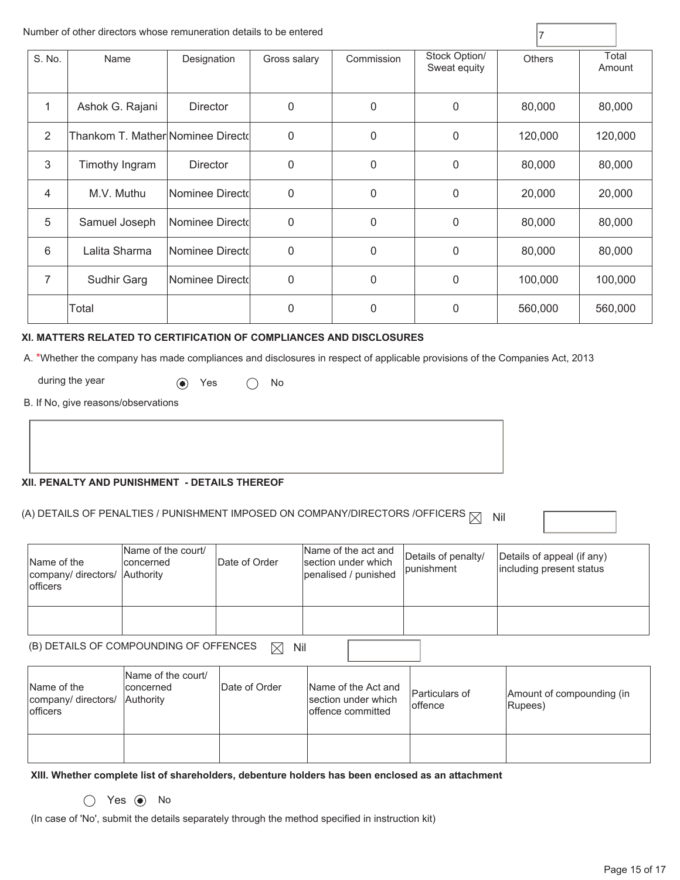Number of other directors whose remuneration details to be entered: 7

| S. No. | Name | Designation | Gross salary | Commission | Stock Option/ Sweat equity | Others | Total Amount |
|---|---|---|---|---|---|---|---|
| 1 | Ashok G. Rajani | Director | 0 | 0 | 0 | 80,000 | 80,000 |
| 2 | Thankom T. Mather | Nominee Directo | 0 | 0 | 0 | 120,000 | 120,000 |
| 3 | Timothy Ingram | Director | 0 | 0 | 0 | 80,000 | 80,000 |
| 4 | M.V. Muthu | Nominee Directo | 0 | 0 | 0 | 20,000 | 20,000 |
| 5 | Samuel Joseph | Nominee Directo | 0 | 0 | 0 | 80,000 | 80,000 |
| 6 | Lalita Sharma | Nominee Directo | 0 | 0 | 0 | 80,000 | 80,000 |
| 7 | Sudhir Garg | Nominee Directo | 0 | 0 | 0 | 100,000 | 100,000 |
| | Total | | 0 | 0 | 0 | 560,000 | 560,000 |

**XI. MATTERS RELATED TO CERTIFICATION OF COMPLIANCES AND DISCLOSURES**

A. *Whether the company has made compliances and disclosures in respect of applicable provisions of the Companies Act, 2013 during the year

(◉) Yes ( ) No

B. If No, give reasons/observations

**XII. PENALTY AND PUNISHMENT - DETAILS THEREOF**

(A) DETAILS OF PENALTIES / PUNISHMENT IMPOSED ON COMPANY/DIRECTORS /OFFICERS ☒ Nil

| Name of the company/ directors/ officers | Name of the court/ concerned Authority | Date of Order | Name of the act and section under which penalised / punished | Details of penalty/ punishment | Details of appeal (if any) including present status |
|---|---|---|---|---|---|
| | | | | | |

(B) DETAILS OF COMPOUNDING OF OFFENCES ☒ Nil

| Name of the company/ directors/ officers | Name of the court/ concerned Authority | Date of Order | Name of the Act and section under which offence committed | Particulars of offence | Amount of compounding (in Rupees) |
|---|---|---|---|---|---|
| | | | | | |

**XIII. Whether complete list of shareholders, debenture holders has been enclosed as an attachment**

( ) Yes (◉) No

(In case of 'No', submit the details separately through the method specified in instruction kit)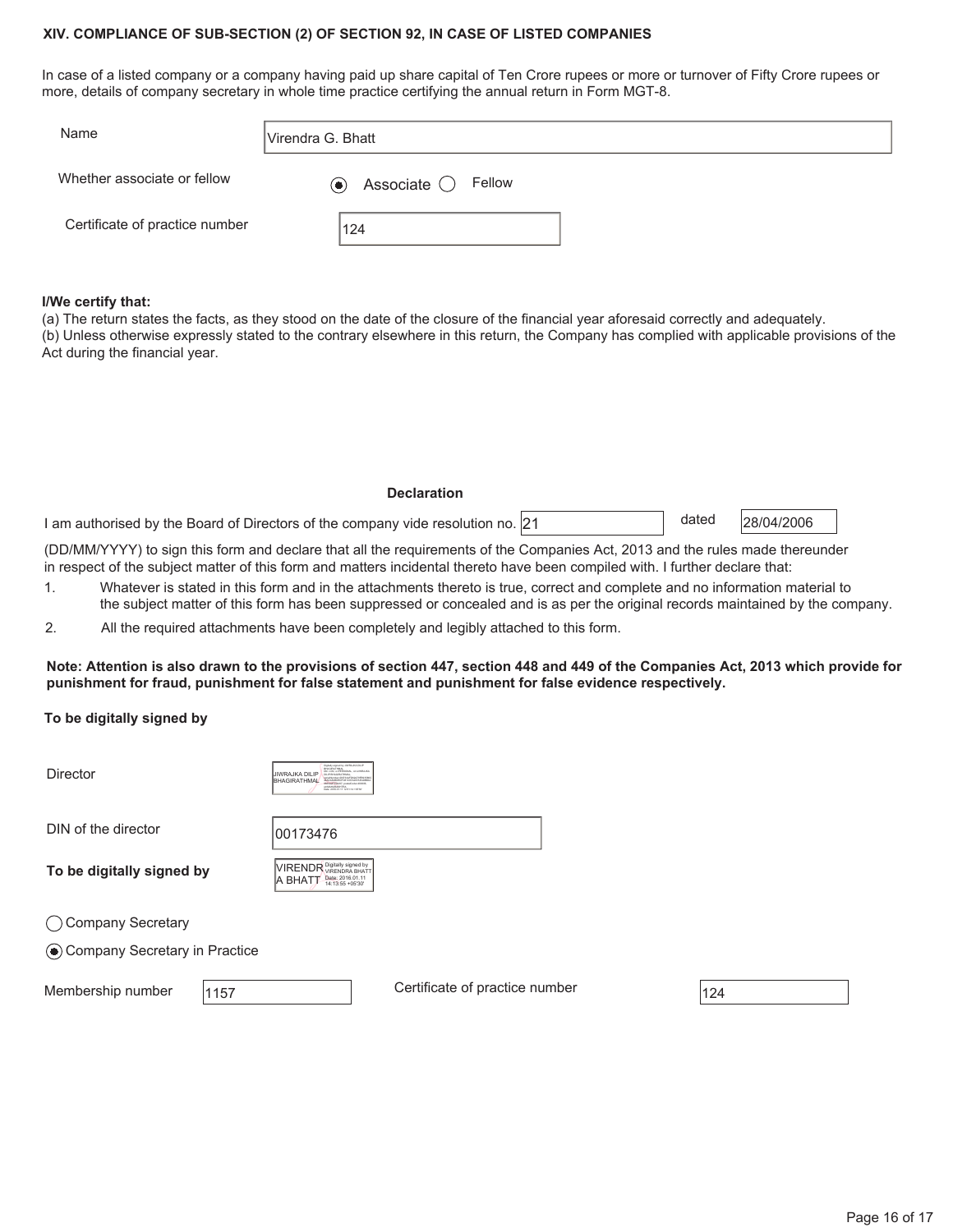### XIV. COMPLIANCE OF SUB-SECTION (2) OF SECTION 92, IN CASE OF LISTED COMPANIES

In case of a listed company or a company having paid up share capital of Ten Crore rupees or more or turnover of Fifty Crore rupees or more, details of company secretary in whole time practice certifying the annual return in Form MGT-8.

| | |
|---|---|
| Name | Virendra G. Bhatt |
| Whether associate or fellow | (◉) Associate ( ) Fellow |
| Certificate of practice number | 124 |

**I/We certify that:**

(a) The return states the facts, as they stood on the date of the closure of the financial year aforesaid correctly and adequately.

(b) Unless otherwise expressly stated to the contrary elsewhere in this return, the Company has complied with applicable provisions of the Act during the financial year.

**Declaration**

I am authorised by the Board of Directors of the company vide resolution no. 21 dated 28/04/2006 (DD/MM/YYYY) to sign this form and declare that all the requirements of the Companies Act, 2013 and the rules made thereunder in respect of the subject matter of this form and matters incidental thereto have been compiled with. I further declare that:

1. Whatever is stated in this form and in the attachments thereto is true, correct and complete and no information material to the subject matter of this form has been suppressed or concealed and is as per the original records maintained by the company.
2. All the required attachments have been completely and legibly attached to this form.

**Note: Attention is also drawn to the provisions of section 447, section 448 and 449 of the Companies Act, 2013 which provide for punishment for fraud, punishment for false statement and punishment for false evidence respectively.**

**To be digitally signed by**

Director: JIWRAJKA DILIP BHAGIRATHMAL

DIN of the director: 00173476

**To be digitally signed by**: VIRENDRA BHATT (Digitally signed by VIRENDRA BHATT Date: 2016.01.11 14:13:55 +05'30')

( ) Company Secretary

(◉) Company Secretary in Practice

Membership number: 1157 Certificate of practice number: 124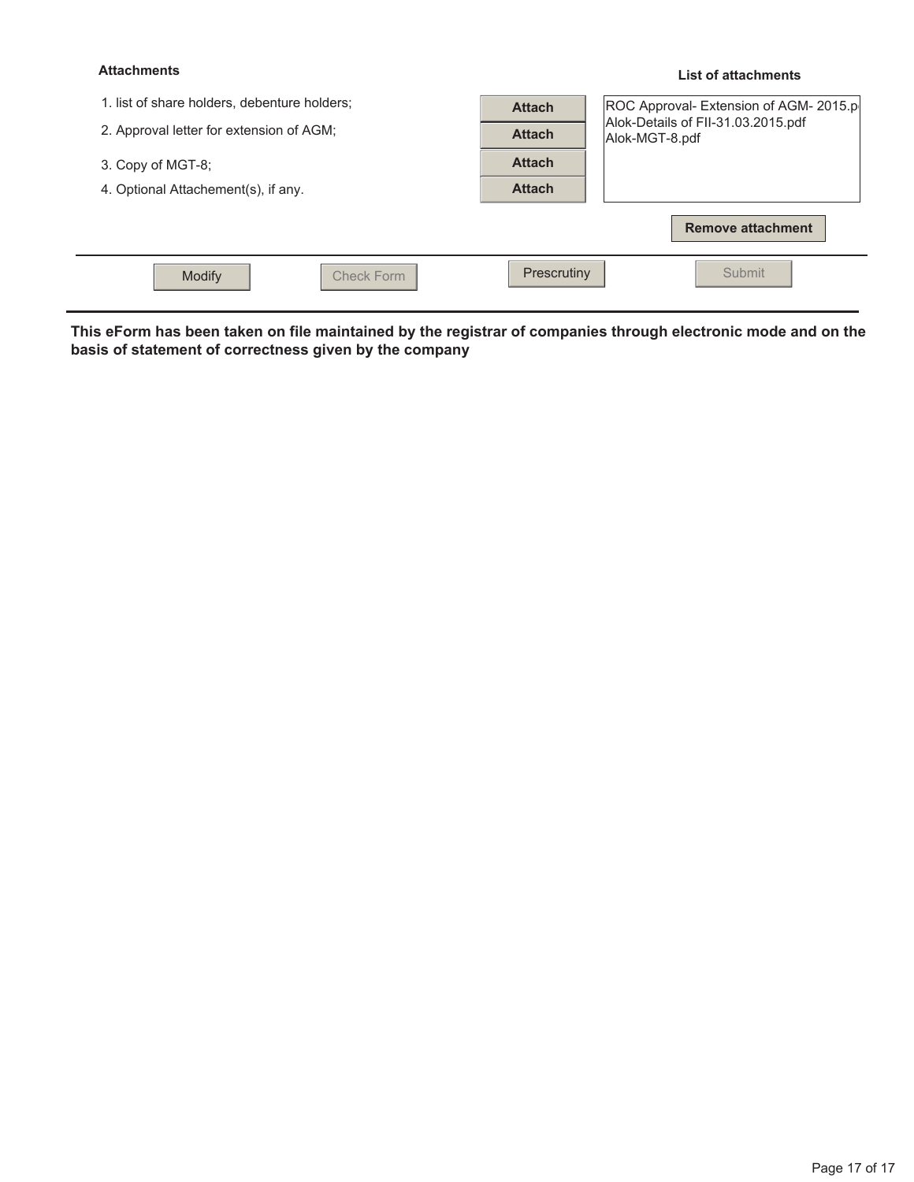**Attachments**

1. list of share holders, debenture holders;
2. Approval letter for extension of AGM;
3. Copy of MGT-8;
4. Optional Attachement(s), if any.

Attach

Attach

Attach

Attach

**List of attachments**

ROC Approval- Extension of AGM- 2015.p
Alok-Details of FII-31.03.2015.pdf
Alok-MGT-8.pdf

**Remove attachment**

Modify | Check Form | Prescrutiny | Submit

**This eForm has been taken on file maintained by the registrar of companies through electronic mode and on the basis of statement of correctness given by the company**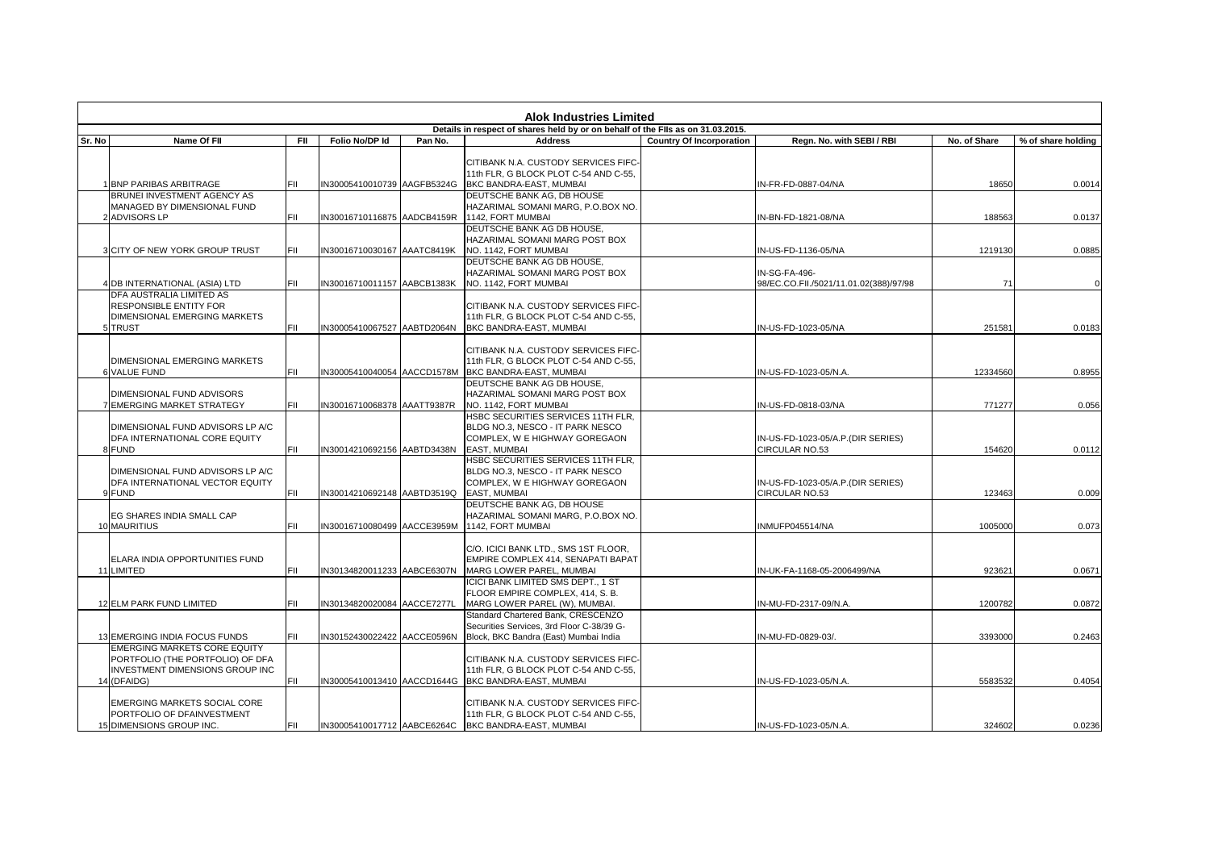# Alok Industries Limited

## Details in respect of shares held by or on behalf of the FIIs as on 31.03.2015.

| Sr. No | Name Of FII | FII | Folio No/DP Id | Pan No. | Address | Country Of Incorporation | Regn. No. with SEBI / RBI | No. of Share | % of share holding |
|---|---|---|---|---|---|---|---|---|---|
| 1 | BNP PARIBAS ARBITRAGE | FII | IN30005410010739 | AAGFB5324G | CITIBANK N.A. CUSTODY SERVICES FIFC-11th FLR, G BLOCK PLOT C-54 AND C-55, BKC BANDRA-EAST, MUMBAI | | IN-FR-FD-0887-04/NA | 18650 | 0.0014 |
| 2 | BRUNEI INVESTMENT AGENCY AS MANAGED BY DIMENSIONAL FUND ADVISORS LP | FII | IN30016710116875 | AADCB4159R | DEUTSCHE BANK AG, DB HOUSE HAZARIMAL SOMANI MARG, P.O.BOX NO. 1142, FORT MUMBAI | | IN-BN-FD-1821-08/NA | 188563 | 0.0137 |
| 3 | CITY OF NEW YORK GROUP TRUST | FII | IN30016710030167 | AAATC8419K | DEUTSCHE BANK AG DB HOUSE, HAZARIMAL SOMANI MARG POST BOX NO. 1142, FORT MUMBAI | | IN-US-FD-1136-05/NA | 1219130 | 0.0885 |
| 4 | DB INTERNATIONAL (ASIA) LTD | FII | IN30016710011157 | AABCB1383K | DEUTSCHE BANK AG DB HOUSE, HAZARIMAL SOMANI MARG POST BOX NO. 1142, FORT MUMBAI | | IN-SG-FA-496-98/EC.CO.FII./5021/11.01.02(388)/97/98 | 71 | 0 |
| 5 | DFA AUSTRALIA LIMITED AS RESPONSIBLE ENTITY FOR DIMENSIONAL EMERGING MARKETS TRUST | FII | IN30005410067527 | AABTD2064N | CITIBANK N.A. CUSTODY SERVICES FIFC-11th FLR, G BLOCK PLOT C-54 AND C-55, BKC BANDRA-EAST, MUMBAI | | IN-US-FD-1023-05/NA | 251581 | 0.0183 |
| 6 | DIMENSIONAL EMERGING MARKETS VALUE FUND | FII | IN30005410040054 | AACCD1578M | CITIBANK N.A. CUSTODY SERVICES FIFC-11th FLR, G BLOCK PLOT C-54 AND C-55, BKC BANDRA-EAST, MUMBAI | | IN-US-FD-1023-05/N.A. | 12334560 | 0.8955 |
| 7 | DIMENSIONAL FUND ADVISORS EMERGING MARKET STRATEGY | FII | IN30016710068378 | AAATT9387R | DEUTSCHE BANK AG DB HOUSE, HAZARIMAL SOMANI MARG POST BOX NO. 1142, FORT MUMBAI | | IN-US-FD-0818-03/NA | 771277 | 0.056 |
| 8 | DIMENSIONAL FUND ADVISORS LP A/C DFA INTERNATIONAL CORE EQUITY FUND | FII | IN30014210692156 | AABTD3438N | HSBC SECURITIES SERVICES 11TH FLR, BLDG NO.3, NESCO - IT PARK NESCO COMPLEX, W E HIGHWAY GOREGAON EAST, MUMBAI | | IN-US-FD-1023-05/A.P.(DIR SERIES) CIRCULAR NO.53 | 154620 | 0.0112 |
| 9 | DIMENSIONAL FUND ADVISORS LP A/C DFA INTERNATIONAL VECTOR EQUITY FUND | FII | IN30014210692148 | AABTD3519Q | HSBC SECURITIES SERVICES 11TH FLR, BLDG NO.3, NESCO - IT PARK NESCO COMPLEX, W E HIGHWAY GOREGAON EAST, MUMBAI | | IN-US-FD-1023-05/A.P.(DIR SERIES) CIRCULAR NO.53 | 123463 | 0.009 |
| 10 | EG SHARES INDIA SMALL CAP MAURITIUS | FII | IN30016710080499 | AACCE3959M | DEUTSCHE BANK AG, DB HOUSE HAZARIMAL SOMANI MARG, P.O.BOX NO. 1142, FORT MUMBAI | | INMUFP045514/NA | 1005000 | 0.073 |
| 11 | ELARA INDIA OPPORTUNITIES FUND LIMITED | FII | IN30134820011233 | AABCE6307N | C/O. ICICI BANK LTD., SMS 1ST FLOOR, EMPIRE COMPLEX 414, SENAPATI BAPAT MARG LOWER PAREL, MUMBAI | | IN-UK-FA-1168-05-2006499/NA | 923621 | 0.0671 |
| 12 | ELM PARK FUND LIMITED | FII | IN30134820020084 | AACCE7277L | ICICI BANK LIMITED SMS DEPT., 1 ST FLOOR EMPIRE COMPLEX, 414, S. B. MARG LOWER PAREL (W), MUMBAI. | | IN-MU-FD-2317-09/N.A. | 1200782 | 0.0872 |
| 13 | EMERGING INDIA FOCUS FUNDS | FII | IN30152430022422 | AACCE0596N | Standard Chartered Bank, CRESCENZO Securities Services, 3rd Floor C-38/39 G-Block, BKC Bandra (East) Mumbai India | | IN-MU-FD-0829-03/. | 3393000 | 0.2463 |
| 14 | EMERGING MARKETS CORE EQUITY PORTFOLIO (THE PORTFOLIO) OF DFA INVESTMENT DIMENSIONS GROUP INC (DFAIDG) | FII | IN30005410013410 | AACCD1644G | CITIBANK N.A. CUSTODY SERVICES FIFC-11th FLR, G BLOCK PLOT C-54 AND C-55, BKC BANDRA-EAST, MUMBAI | | IN-US-FD-1023-05/N.A. | 5583532 | 0.4054 |
| 15 | EMERGING MARKETS SOCIAL CORE PORTFOLIO OF DFAINVESTMENT DIMENSIONS GROUP INC. | FII | IN30005410017712 | AABCE6264C | CITIBANK N.A. CUSTODY SERVICES FIFC-11th FLR, G BLOCK PLOT C-54 AND C-55, BKC BANDRA-EAST, MUMBAI | | IN-US-FD-1023-05/N.A. | 324602 | 0.0236 |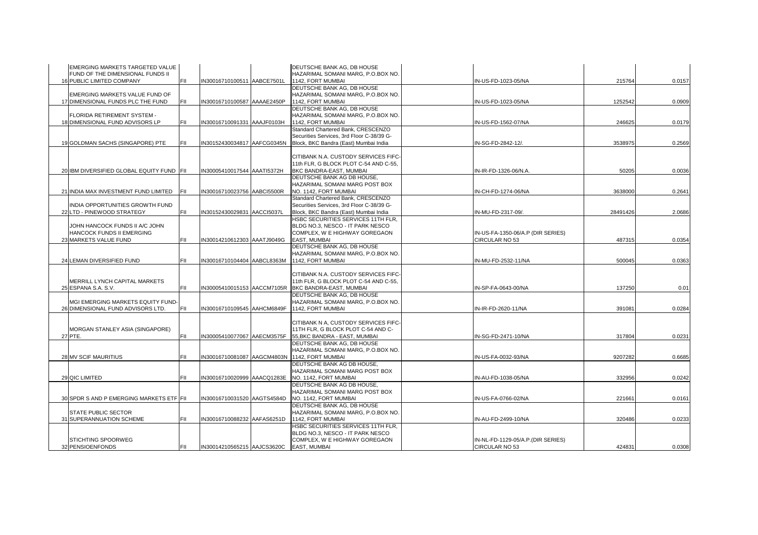| | | | | | | | | |
|---|---|---|---|---|---|---|---|---|
| 16 | EMERGING MARKETS TARGETED VALUE FUND OF THE DIMENSIONAL FUNDS II PUBLIC LIMITED COMPANY | FII | IN30016710100511 | AABCE7501L | DEUTSCHE BANK AG, DB HOUSE HAZARIMAL SOMANI MARG, P.O.BOX NO. 1142, FORT MUMBAI | | IN-US-FD-1023-05/NA | 215764 | 0.0157 |
| 17 | EMERGING MARKETS VALUE FUND OF DIMENSIONAL FUNDS PLC THE FUND | FII | IN30016710100587 | AAAAE2450P | DEUTSCHE BANK AG, DB HOUSE HAZARIMAL SOMANI MARG, P.O.BOX NO. 1142, FORT MUMBAI | | IN-US-FD-1023-05/NA | 1252542 | 0.0909 |
| 18 | FLORIDA RETIREMENT SYSTEM - DIMENSIONAL FUND ADVISORS LP | FII | IN30016710091331 | AAAJF0103H | DEUTSCHE BANK AG, DB HOUSE HAZARIMAL SOMANI MARG, P.O.BOX NO. 1142, FORT MUMBAI | | IN-US-FD-1562-07/NA | 246625 | 0.0179 |
| 19 | GOLDMAN SACHS (SINGAPORE) PTE | FII | IN30152430034817 | AAFCG0345N | Standard Chartered Bank, CRESCENZO Securities Services, 3rd Floor C-38/39 G-Block, BKC Bandra (East) Mumbai India | | IN-SG-FD-2842-12/. | 3538975 | 0.2569 |
| 20 | IBM DIVERSIFIED GLOBAL EQUITY FUND | FII | IN30005410017544 | AAATI5372H | CITIBANK N.A. CUSTODY SERVICES FIFC-11th FLR, G BLOCK PLOT C-54 AND C-55, BKC BANDRA-EAST, MUMBAI | | IN-IR-FD-1326-06/N.A. | 50205 | 0.0036 |
| 21 | INDIA MAX INVESTMENT FUND LIMITED | FII | IN30016710023756 | AABCI5500R | DEUTSCHE BANK AG DB HOUSE, HAZARIMAL SOMANI MARG POST BOX NO. 1142, FORT MUMBAI | | IN-CH-FD-1274-06/NA | 3638000 | 0.2641 |
| 22 | INDIA OPPORTUNITIES GROWTH FUND LTD - PINEWOOD STRATEGY | FII | IN30152430029831 | AACCI5037L | Standard Chartered Bank, CRESCENZO Securities Services, 3rd Floor C-38/39 G-Block, BKC Bandra (East) Mumbai India | | IN-MU-FD-2317-09/. | 28491426 | 2.0686 |
| 23 | JOHN HANCOCK FUNDS II A/C JOHN HANCOCK FUNDS II EMERGING MARKETS VALUE FUND | FII | IN30014210612303 | AAATJ9049G | HSBC SECURITIES SERVICES 11TH FLR, BLDG NO.3, NESCO - IT PARK NESCO COMPLEX, W E HIGHWAY GOREGAON EAST, MUMBAI | | IN-US-FA-1350-06/A.P (DIR SERIES) CIRCULAR NO 53 | 487315 | 0.0354 |
| 24 | LEMAN DIVERSIFIED FUND | FII | IN30016710104404 | AABCL8363M | DEUTSCHE BANK AG, DB HOUSE HAZARIMAL SOMANI MARG, P.O.BOX NO. 1142, FORT MUMBAI | | IN-MU-FD-2532-11/NA | 500045 | 0.0363 |
| 25 | MERRILL LYNCH CAPITAL MARKETS ESPANA S.A. S.V. | FII | IN30005410015153 | AACCM7105R | CITIBANK N.A. CUSTODY SERVICES FIFC-11th FLR, G BLOCK PLOT C-54 AND C-55, BKC BANDRA-EAST, MUMBAI | | IN-SP-FA-0643-00/NA | 137250 | 0.01 |
| 26 | MGI EMERGING MARKETS EQUITY FUND-DIMENSIONAL FUND ADVISORS LTD. | FII | IN30016710109545 | AAHCM6849F | DEUTSCHE BANK AG, DB HOUSE HAZARIMAL SOMANI MARG, P.O.BOX NO. 1142, FORT MUMBAI | | IN-IR-FD-2620-11/NA | 391081 | 0.0284 |
| 27 | MORGAN STANLEY ASIA (SINGAPORE) PTE. | FII | IN30005410077067 | AAECM3575F | CITIBANK N A, CUSTODY SERVICES FIFC-11TH FLR, G BLOCK PLOT C-54 AND C-55,BKC BANDRA - EAST, MUMBAI | | IN-SG-FD-2471-10/NA | 317804 | 0.0231 |
| 28 | MV SCIF MAURITIUS | FII | IN30016710081087 | AAGCM4803N | DEUTSCHE BANK AG, DB HOUSE HAZARIMAL SOMANI MARG, P.O.BOX NO. 1142, FORT MUMBAI | | IN-US-FA-0032-93/NA | 9207282 | 0.6685 |
| 29 | QIC LIMITED | FII | IN30016710020999 | AAACQ1283E | DEUTSCHE BANK AG DB HOUSE, HAZARIMAL SOMANI MARG POST BOX NO. 1142, FORT MUMBAI | | IN-AU-FD-1038-05/NA | 332956 | 0.0242 |
| 30 | SPDR S AND P EMERGING MARKETS ETF | FII | IN30016710031520 | AAGTS4584D | DEUTSCHE BANK AG DB HOUSE, HAZARIMAL SOMANI MARG POST BOX NO. 1142, FORT MUMBAI | | IN-US-FA-0766-02/NA | 221661 | 0.0161 |
| 31 | STATE PUBLIC SECTOR SUPERANNUATION SCHEME | FII | IN30016710088232 | AAFAS6251D | DEUTSCHE BANK AG, DB HOUSE HAZARIMAL SOMANI MARG, P.O.BOX NO. 1142, FORT MUMBAI | | IN-AU-FD-2499-10/NA | 320486 | 0.0233 |
| 32 | STICHTING SPOORWEG PENSIOENFONDS | FII | IN30014210565215 | AAJCS3620C | HSBC SECURITIES SERVICES 11TH FLR, BLDG NO.3, NESCO - IT PARK NESCO COMPLEX, W E HIGHWAY GOREGAON EAST, MUMBAI | | IN-NL-FD-1129-05/A.P.(DIR SERIES) CIRCULAR NO 53 | 424831 | 0.0308 |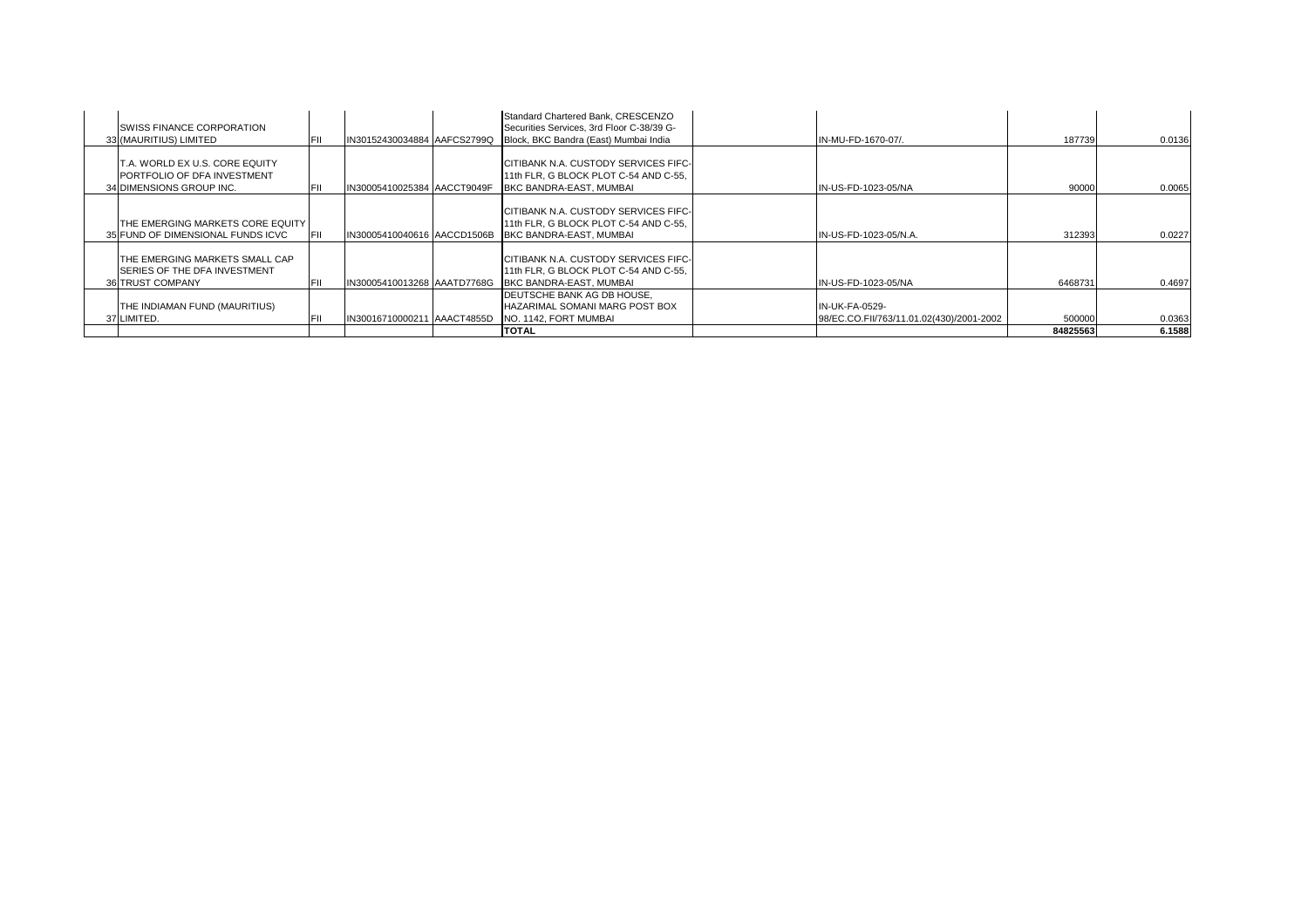|  |  |  |  |  |  |  |  |  |
|---|---|---|---|---|---|---|---|---|
| 33 | SWISS FINANCE CORPORATION (MAURITIUS) LIMITED | FII | IN30152430034884 | AAFCS2799Q | Standard Chartered Bank, CRESCENZO Securities Services, 3rd Floor C-38/39 G-Block, BKC Bandra (East) Mumbai India |  | IN-MU-FD-1670-07/. | 187739 | 0.0136 |
| 34 | T.A. WORLD EX U.S. CORE EQUITY PORTFOLIO OF DFA INVESTMENT DIMENSIONS GROUP INC. | FII | IN30005410025384 | AACCT9049F | CITIBANK N.A. CUSTODY SERVICES FIFC-11th FLR, G BLOCK PLOT C-54 AND C-55, BKC BANDRA-EAST, MUMBAI |  | IN-US-FD-1023-05/NA | 90000 | 0.0065 |
| 35 | THE EMERGING MARKETS CORE EQUITY FUND OF DIMENSIONAL FUNDS ICVC | FII | IN30005410040616 | AACCD1506B | CITIBANK N.A. CUSTODY SERVICES FIFC-11th FLR, G BLOCK PLOT C-54 AND C-55, BKC BANDRA-EAST, MUMBAI |  | IN-US-FD-1023-05/N.A. | 312393 | 0.0227 |
| 36 | THE EMERGING MARKETS SMALL CAP SERIES OF THE DFA INVESTMENT TRUST COMPANY | FII | IN30005410013268 | AAATD7768G | CITIBANK N.A. CUSTODY SERVICES FIFC-11th FLR, G BLOCK PLOT C-54 AND C-55, BKC BANDRA-EAST, MUMBAI |  | IN-US-FD-1023-05/NA | 6468731 | 0.4697 |
| 37 | THE INDIAMAN FUND (MAURITIUS) LIMITED. | FII | IN30016710000211 | AAACT4855D | DEUTSCHE BANK AG DB HOUSE, HAZARIMAL SOMANI MARG POST BOX NO. 1142, FORT MUMBAI |  | IN-UK-FA-0529-98/EC.CO.FII/763/11.01.02(430)/2001-2002 | 500000 | 0.0363 |
|  |  |  |  |  | **TOTAL** |  |  | **84825563** | **6.1588** |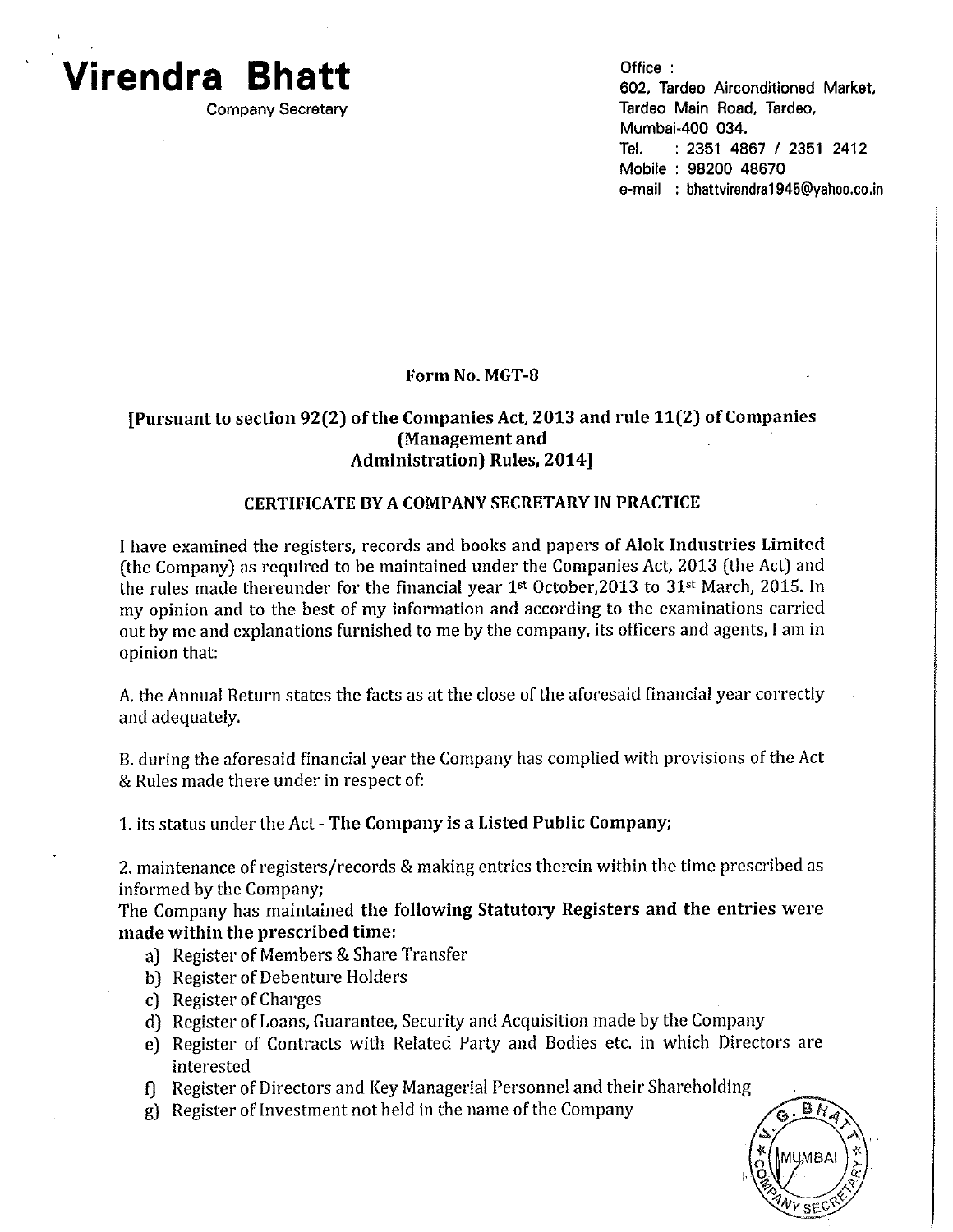# Virendra Bhatt

Company Secretary

Office :
602, Tardeo Airconditioned Market,
Tardeo Main Road, Tardeo,
Mumbai-400 034.
Tel. : 2351 4867 / 2351 2412
Mobile : 98200 48670
e-mail : bhattvirendra1945@yahoo.co.in

## Form No. MGT-8

**[Pursuant to section 92(2) of the Companies Act, 2013 and rule 11(2) of Companies (Management and Administration) Rules, 2014]**

### CERTIFICATE BY A COMPANY SECRETARY IN PRACTICE

I have examined the registers, records and books and papers of **Alok Industries Limited** (the Company) as required to be maintained under the Companies Act, 2013 (the Act) and the rules made thereunder for the financial year 1st October,2013 to 31st March, 2015. In my opinion and to the best of my information and according to the examinations carried out by me and explanations furnished to me by the company, its officers and agents, I am in opinion that:

A. the Annual Return states the facts as at the close of the aforesaid financial year correctly and adequately.

B. during the aforesaid financial year the Company has complied with provisions of the Act & Rules made there under in respect of:

1. its status under the Act - **The Company is a Listed Public Company;**

2. maintenance of registers/records & making entries therein within the time prescribed as informed by the Company;
The Company has maintained **the following Statutory Registers and the entries were made within the prescribed time:**
   a) Register of Members & Share Transfer
   b) Register of Debenture Holders
   c) Register of Charges
   d) Register of Loans, Guarantee, Security and Acquisition made by the Company
   e) Register of Contracts with Related Party and Bodies etc. in which Directors are interested
   f) Register of Directors and Key Managerial Personnel and their Shareholding
   g) Register of Investment not held in the name of the Company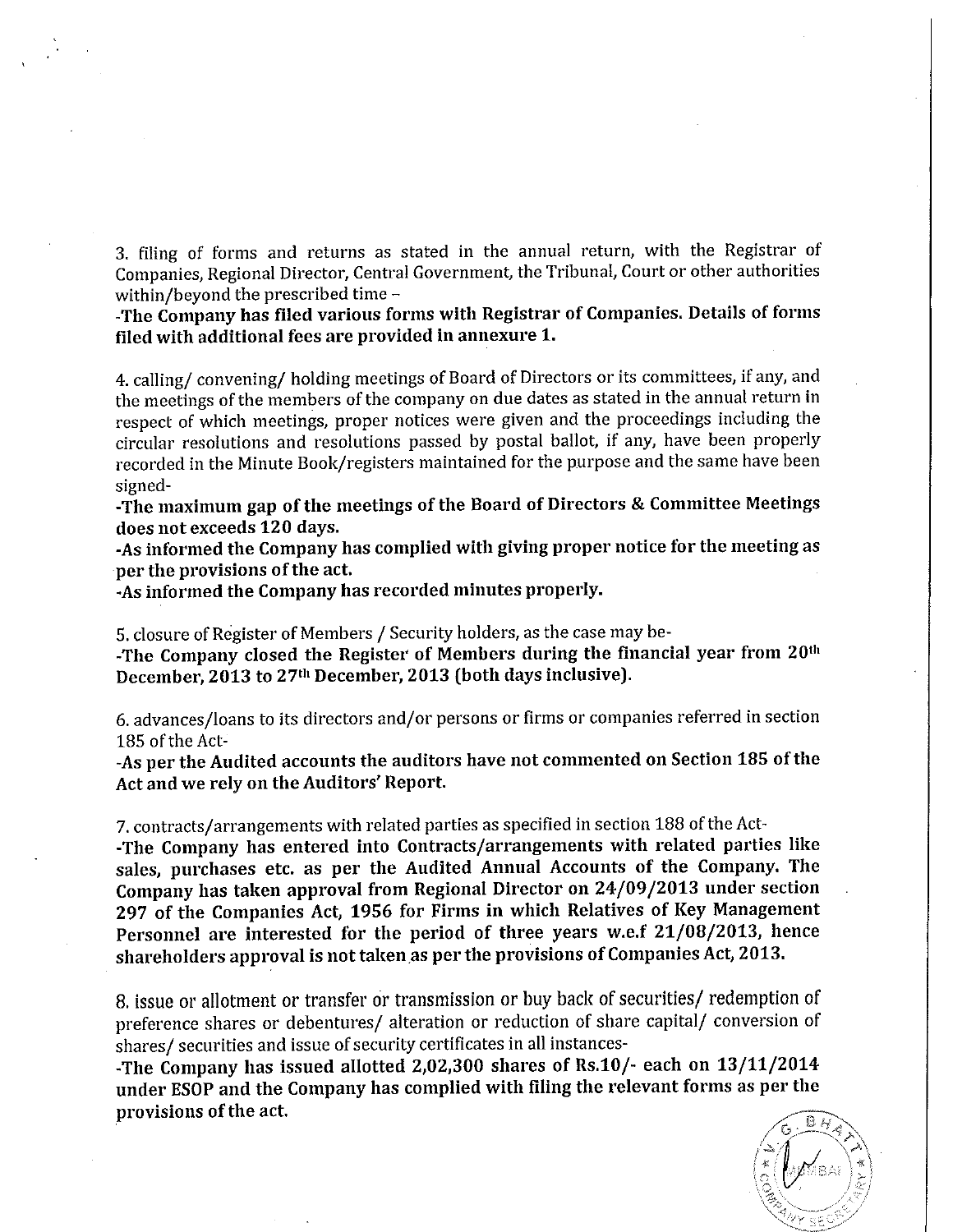3. filing of forms and returns as stated in the annual return, with the Registrar of Companies, Regional Director, Central Government, the Tribunal, Court or other authorities within/beyond the prescribed time –

**-The Company has filed various forms with Registrar of Companies. Details of forms filed with additional fees are provided in annexure 1.**

4. calling/ convening/ holding meetings of Board of Directors or its committees, if any, and the meetings of the members of the company on due dates as stated in the annual return in respect of which meetings, proper notices were given and the proceedings including the circular resolutions and resolutions passed by postal ballot, if any, have been properly recorded in the Minute Book/registers maintained for the purpose and the same have been signed-

**-The maximum gap of the meetings of the Board of Directors & Committee Meetings does not exceeds 120 days.**

**-As informed the Company has complied with giving proper notice for the meeting as per the provisions of the act.**

**-As informed the Company has recorded minutes properly.**

5. closure of Register of Members / Security holders, as the case may be-

**-The Company closed the Register of Members during the financial year from 20th December, 2013 to 27th December, 2013 (both days inclusive).**

6. advances/loans to its directors and/or persons or firms or companies referred in section 185 of the Act-

**-As per the Audited accounts the auditors have not commented on Section 185 of the Act and we rely on the Auditors' Report.**

7. contracts/arrangements with related parties as specified in section 188 of the Act-

**-The Company has entered into Contracts/arrangements with related parties like sales, purchases etc. as per the Audited Annual Accounts of the Company. The Company has taken approval from Regional Director on 24/09/2013 under section 297 of the Companies Act, 1956 for Firms in which Relatives of Key Management Personnel are interested for the period of three years w.e.f 21/08/2013, hence shareholders approval is not taken as per the provisions of Companies Act, 2013.**

8. issue or allotment or transfer or transmission or buy back of securities/ redemption of preference shares or debentures/ alteration or reduction of share capital/ conversion of shares/ securities and issue of security certificates in all instances-

**-The Company has issued allotted 2,02,300 shares of Rs.10/- each on 13/11/2014 under ESOP and the Company has complied with filing the relevant forms as per the provisions of the act.**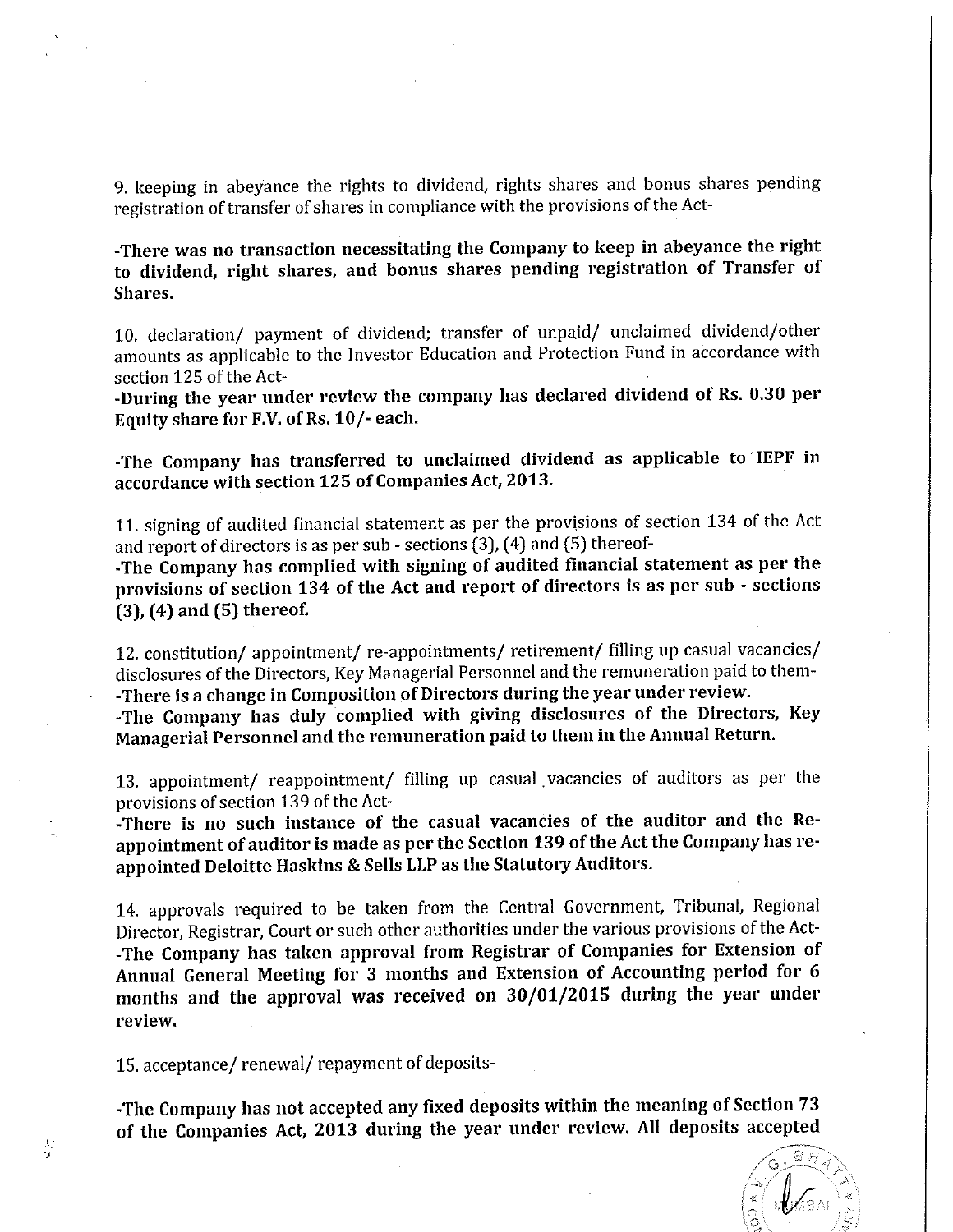9. keeping in abeyance the rights to dividend, rights shares and bonus shares pending registration of transfer of shares in compliance with the provisions of the Act-

**-There was no transaction necessitating the Company to keep in abeyance the right to dividend, right shares, and bonus shares pending registration of Transfer of Shares.**

10. declaration/ payment of dividend; transfer of unpaid/ unclaimed dividend/other amounts as applicable to the Investor Education and Protection Fund in accordance with section 125 of the Act-

**-During the year under review the company has declared dividend of Rs. 0.30 per Equity share for F.V. of Rs. 10/- each.**

**-The Company has transferred to unclaimed dividend as applicable to IEPF in accordance with section 125 of Companies Act, 2013.**

11. signing of audited financial statement as per the provisions of section 134 of the Act and report of directors is as per sub - sections (3), (4) and (5) thereof-

**-The Company has complied with signing of audited financial statement as per the provisions of section 134 of the Act and report of directors is as per sub - sections (3), (4) and (5) thereof.**

12. constitution/ appointment/ re-appointments/ retirement/ filling up casual vacancies/ disclosures of the Directors, Key Managerial Personnel and the remuneration paid to them-

**-There is a change in Composition of Directors during the year under review.**

**-The Company has duly complied with giving disclosures of the Directors, Key Managerial Personnel and the remuneration paid to them in the Annual Return.**

13. appointment/ reappointment/ filling up casual vacancies of auditors as per the provisions of section 139 of the Act-

**-There is no such instance of the casual vacancies of the auditor and the Re-appointment of auditor is made as per the Section 139 of the Act the Company has re-appointed Deloitte Haskins & Sells LLP as the Statutory Auditors.**

14. approvals required to be taken from the Central Government, Tribunal, Regional Director, Registrar, Court or such other authorities under the various provisions of the Act-

**-The Company has taken approval from Registrar of Companies for Extension of Annual General Meeting for 3 months and Extension of Accounting period for 6 months and the approval was received on 30/01/2015 during the year under review.**

15. acceptance/ renewal/ repayment of deposits-

**-The Company has not accepted any fixed deposits within the meaning of Section 73 of the Companies Act, 2013 during the year under review. All deposits accepted**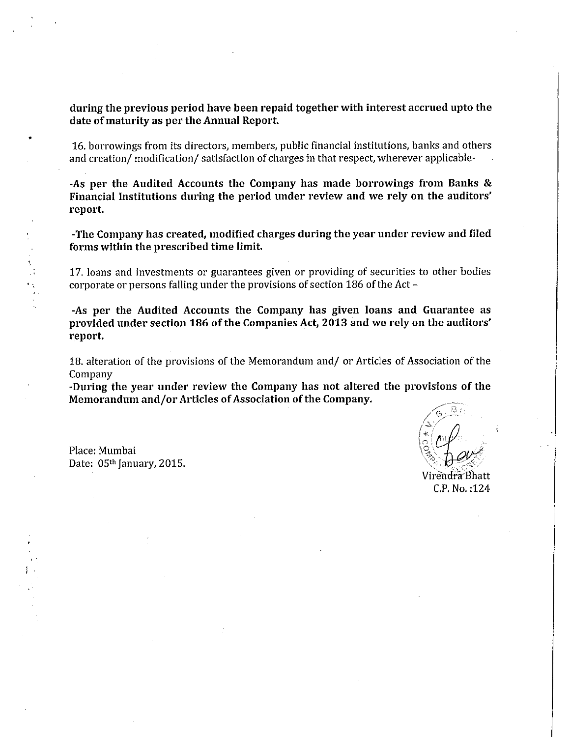**during the previous period have been repaid together with interest accrued upto the date of maturity as per the Annual Report.**

16. borrowings from its directors, members, public financial institutions, banks and others and creation/ modification/ satisfaction of charges in that respect, wherever applicable-

**-As per the Audited Accounts the Company has made borrowings from Banks & Financial Institutions during the period under review and we rely on the auditors' report.**

**-The Company has created, modified charges during the year under review and filed forms within the prescribed time limit.**

17. loans and investments or guarantees given or providing of securities to other bodies corporate or persons falling under the provisions of section 186 of the Act –

**-As per the Audited Accounts the Company has given loans and Guarantee as provided under section 186 of the Companies Act, 2013 and we rely on the auditors' report.**

18. alteration of the provisions of the Memorandum and/ or Articles of Association of the Company

**-During the year under review the Company has not altered the provisions of the Memorandum and/or Articles of Association of the Company.**

Place: Mumbai
Date: 05th January, 2015.

Virendra Bhatt
C.P. No. :124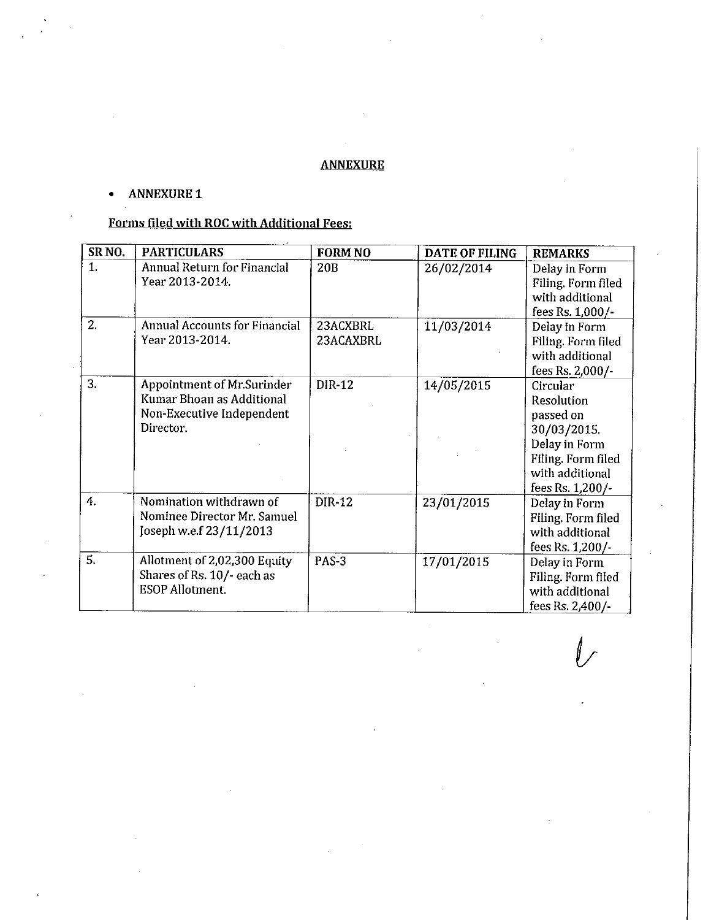## ANNEXURE

- **ANNEXURE 1**

**Forms filed with ROC with Additional Fees:**

| SR NO. | PARTICULARS | FORM NO | DATE OF FILING | REMARKS |
|---|---|---|---|---|
| 1. | Annual Return for Financial Year 2013-2014. | 20B | 26/02/2014 | Delay in Form Filing. Form filed with additional fees Rs. 1,000/- |
| 2. | Annual Accounts for Financial Year 2013-2014. | 23ACXBRL 23ACAXBRL | 11/03/2014 | Delay in Form Filing. Form filed with additional fees Rs. 2,000/- |
| 3. | Appointment of Mr.Surinder Kumar Bhoan as Additional Non-Executive Independent Director. | DIR-12 | 14/05/2015 | Circular Resolution passed on 30/03/2015. Delay in Form Filing. Form filed with additional fees Rs. 1,200/- |
| 4. | Nomination withdrawn of Nominee Director Mr. Samuel Joseph w.e.f 23/11/2013 | DIR-12 | 23/01/2015 | Delay in Form Filing. Form filed with additional fees Rs. 1,200/- |
| 5. | Allotment of 2,02,300 Equity Shares of Rs. 10/- each as ESOP Allotment. | PAS-3 | 17/01/2015 | Delay in Form Filing. Form filed with additional fees Rs. 2,400/- |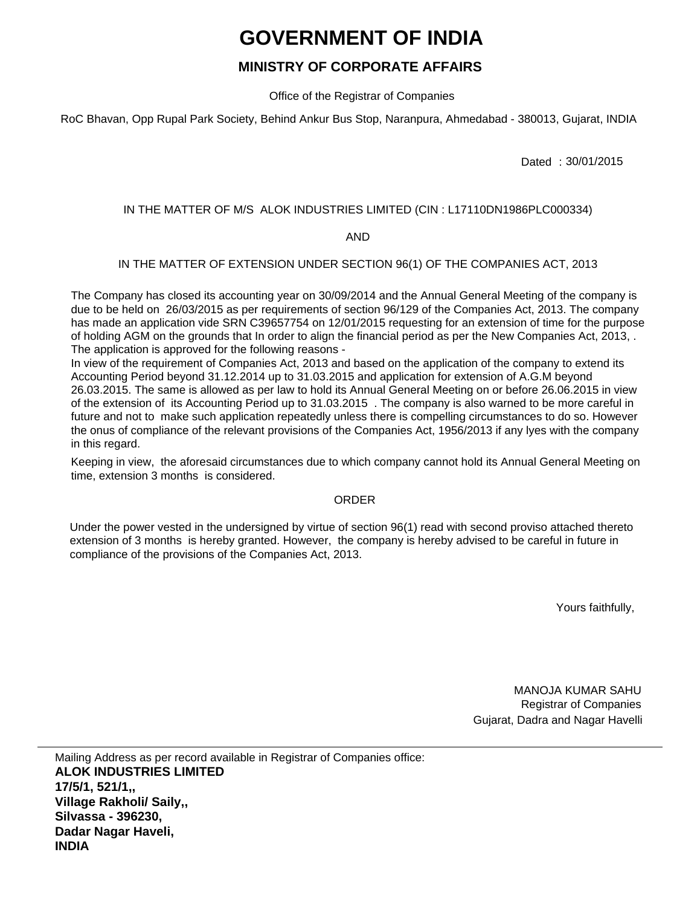# GOVERNMENT OF INDIA

## MINISTRY OF CORPORATE AFFAIRS

Office of the Registrar of Companies

RoC Bhavan, Opp Rupal Park Society, Behind Ankur Bus Stop, Naranpura, Ahmedabad - 380013, Gujarat, INDIA

Dated : 30/01/2015

IN THE MATTER OF M/S ALOK INDUSTRIES LIMITED (CIN : L17110DN1986PLC000334)

AND

IN THE MATTER OF EXTENSION UNDER SECTION 96(1) OF THE COMPANIES ACT, 2013

The Company has closed its accounting year on 30/09/2014 and the Annual General Meeting of the company is due to be held on 26/03/2015 as per requirements of section 96/129 of the Companies Act, 2013. The company has made an application vide SRN C39657754 on 12/01/2015 requesting for an extension of time for the purpose of holding AGM on the grounds that In order to align the financial period as per the New Companies Act, 2013, . The application is approved for the following reasons -

In view of the requirement of Companies Act, 2013 and based on the application of the company to extend its Accounting Period beyond 31.12.2014 up to 31.03.2015 and application for extension of A.G.M beyond 26.03.2015. The same is allowed as per law to hold its Annual General Meeting on or before 26.06.2015 in view of the extension of its Accounting Period up to 31.03.2015 . The company is also warned to be more careful in future and not to make such application repeatedly unless there is compelling circumstances to do so. However the onus of compliance of the relevant provisions of the Companies Act, 1956/2013 if any lyes with the company in this regard.

Keeping in view, the aforesaid circumstances due to which company cannot hold its Annual General Meeting on time, extension 3 months is considered.

ORDER

Under the power vested in the undersigned by virtue of section 96(1) read with second proviso attached thereto extension of 3 months is hereby granted. However, the company is hereby advised to be careful in future in compliance of the provisions of the Companies Act, 2013.

Yours faithfully,

MANOJA KUMAR SAHU
Registrar of Companies
Gujarat, Dadra and Nagar Havelli

---

Mailing Address as per record available in Registrar of Companies office:

**ALOK INDUSTRIES LIMITED**
**17/5/1, 521/1,,**
**Village Rakholi/ Saily,,**
**Silvassa - 396230,**
**Dadar Nagar Haveli,**
**INDIA**